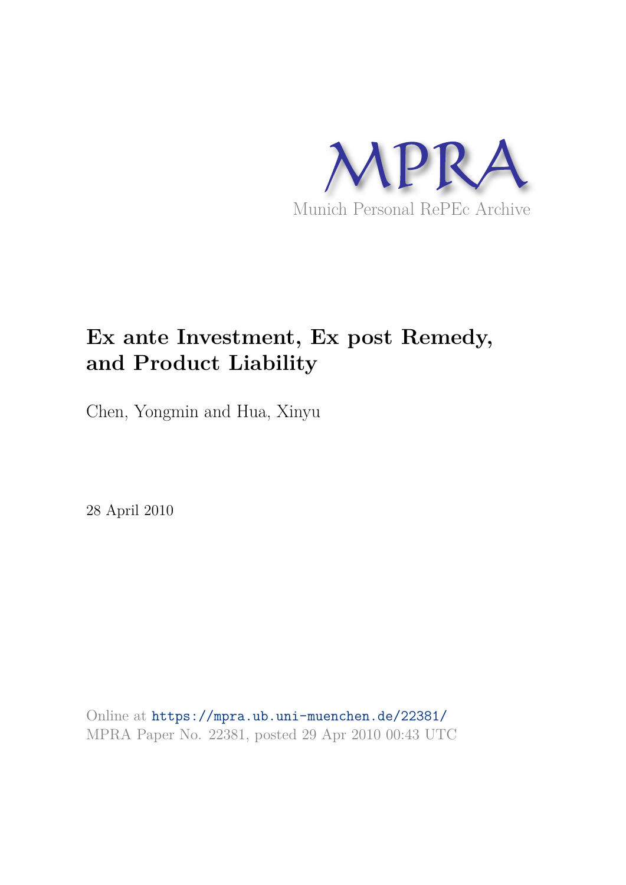Munich Personal RePEc Archive

# Ex ante Investment, Ex post Remedy, and Product Liability

Chen, Yongmin and Hua, Xinyu

28 April 2010

Online at https://mpra.ub.uni-muenchen.de/22381/
MPRA Paper No. 22381, posted 29 Apr 2010 00:43 UTC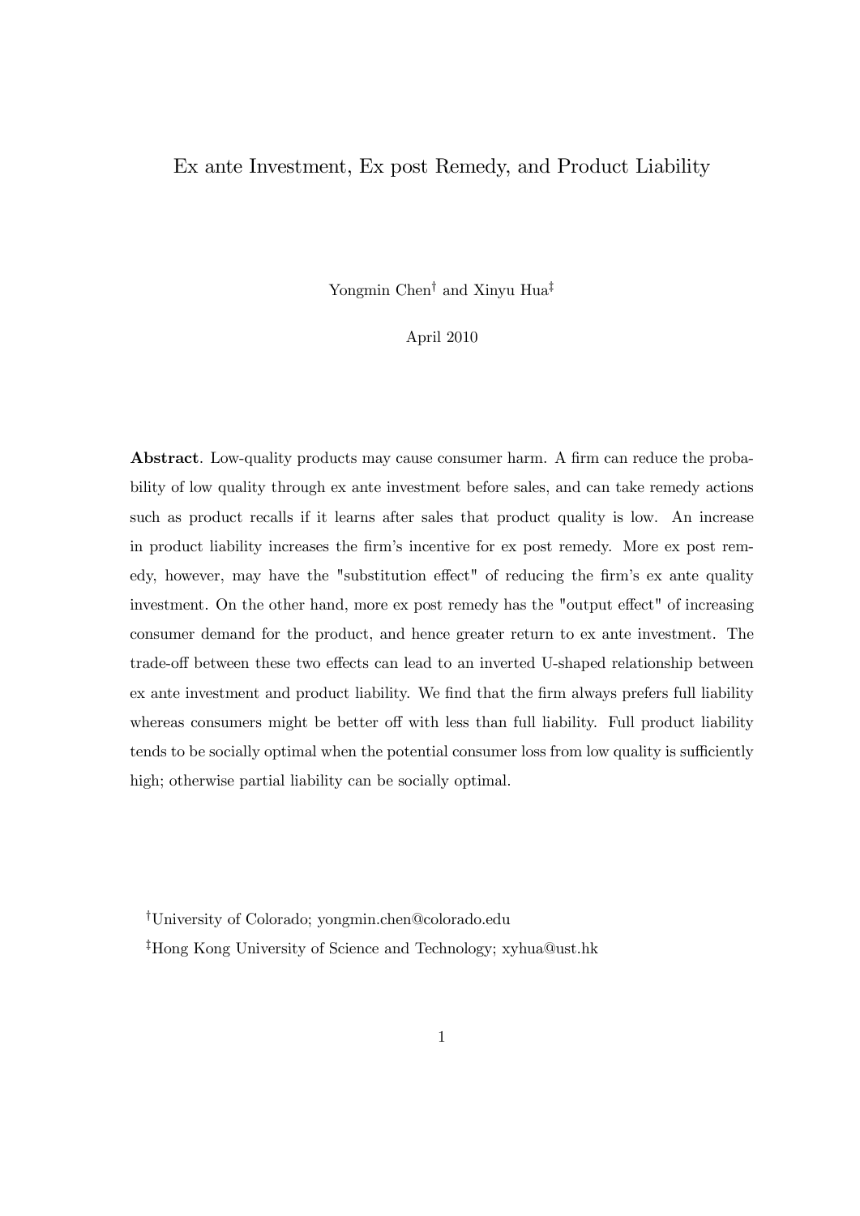# Ex ante Investment, Ex post Remedy, and Product Liability

Yongmin Chen[†] and Xinyu Hua[‡]

April 2010

**Abstract**. Low-quality products may cause consumer harm. A firm can reduce the probability of low quality through ex ante investment before sales, and can take remedy actions such as product recalls if it learns after sales that product quality is low. An increase in product liability increases the firm's incentive for ex post remedy. More ex post remedy, however, may have the "substitution effect" of reducing the firm's ex ante quality investment. On the other hand, more ex post remedy has the "output effect" of increasing consumer demand for the product, and hence greater return to ex ante investment. The trade-off between these two effects can lead to an inverted U-shaped relationship between ex ante investment and product liability. We find that the firm always prefers full liability whereas consumers might be better off with less than full liability. Full product liability tends to be socially optimal when the potential consumer loss from low quality is sufficiently high; otherwise partial liability can be socially optimal.

[†]University of Colorado; yongmin.chen@colorado.edu

[‡]Hong Kong University of Science and Technology; xyhua@ust.hk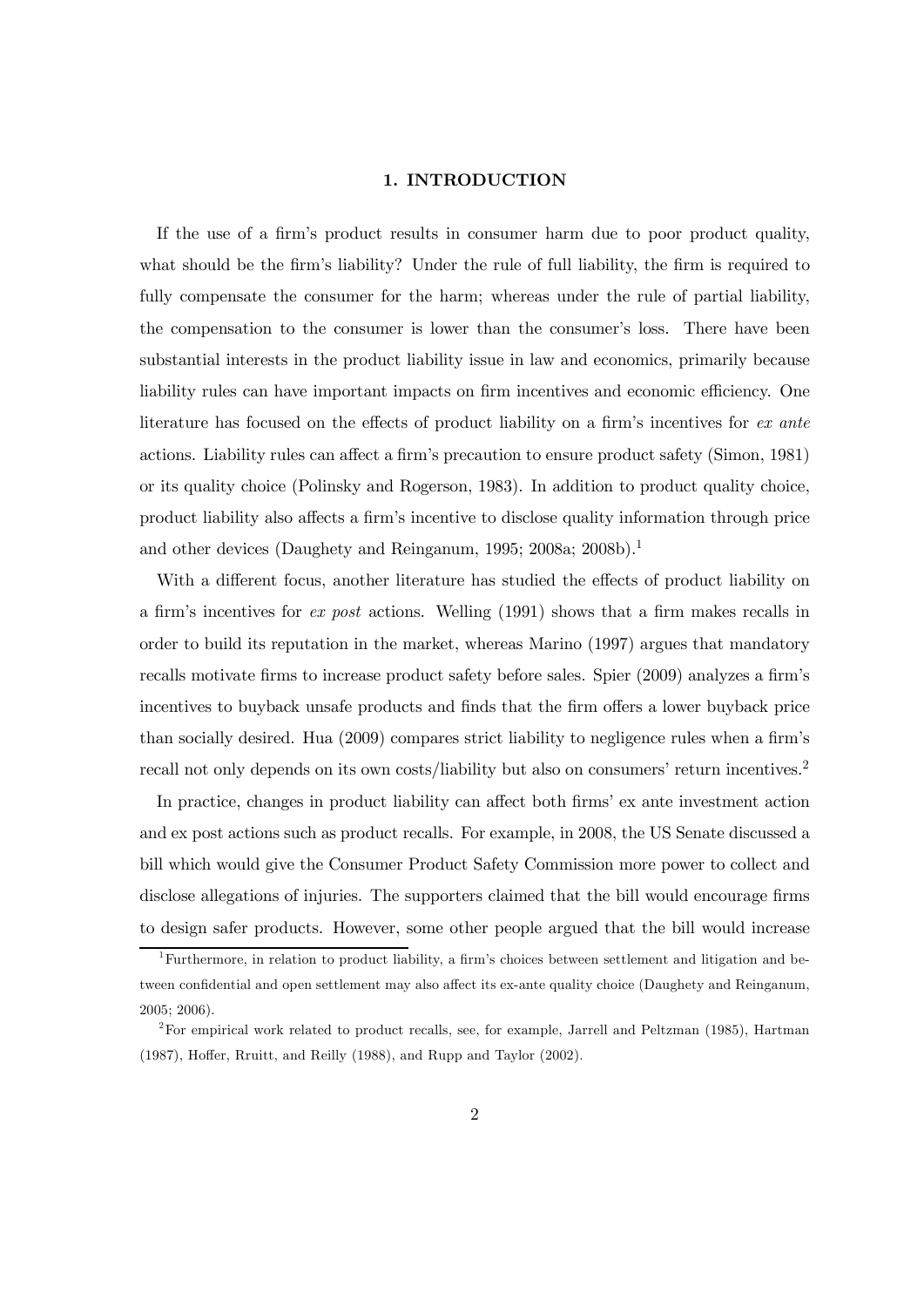# 1. INTRODUCTION

If the use of a firm's product results in consumer harm due to poor product quality, what should be the firm's liability? Under the rule of full liability, the firm is required to fully compensate the consumer for the harm; whereas under the rule of partial liability, the compensation to the consumer is lower than the consumer's loss. There have been substantial interests in the product liability issue in law and economics, primarily because liability rules can have important impacts on firm incentives and economic efficiency. One literature has focused on the effects of product liability on a firm's incentives for *ex ante* actions. Liability rules can affect a firm's precaution to ensure product safety (Simon, 1981) or its quality choice (Polinsky and Rogerson, 1983). In addition to product quality choice, product liability also affects a firm's incentive to disclose quality information through price and other devices (Daughety and Reinganum, 1995; 2008a; 2008b).[1]

With a different focus, another literature has studied the effects of product liability on a firm's incentives for *ex post* actions. Welling (1991) shows that a firm makes recalls in order to build its reputation in the market, whereas Marino (1997) argues that mandatory recalls motivate firms to increase product safety before sales. Spier (2009) analyzes a firm's incentives to buyback unsafe products and finds that the firm offers a lower buyback price than socially desired. Hua (2009) compares strict liability to negligence rules when a firm's recall not only depends on its own costs/liability but also on consumers' return incentives.[2]

In practice, changes in product liability can affect both firms' ex ante investment action and ex post actions such as product recalls. For example, in 2008, the US Senate discussed a bill which would give the Consumer Product Safety Commission more power to collect and disclose allegations of injuries. The supporters claimed that the bill would encourage firms to design safer products. However, some other people argued that the bill would increase

[1] Furthermore, in relation to product liability, a firm's choices between settlement and litigation and between confidential and open settlement may also affect its ex-ante quality choice (Daughety and Reinganum, 2005; 2006).

[2] For empirical work related to product recalls, see, for example, Jarrell and Peltzman (1985), Hartman (1987), Hoffer, Pruitt, and Reilly (1988), and Rupp and Taylor (2002).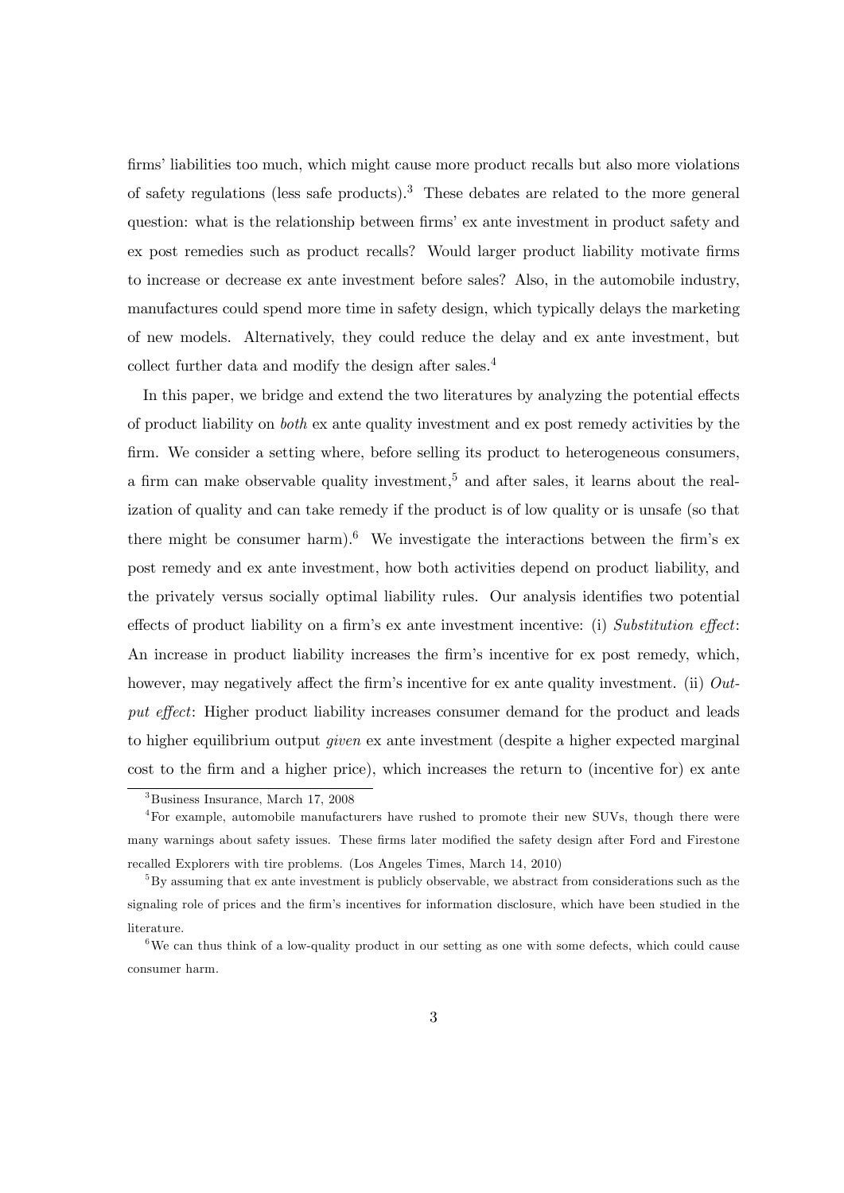firms' liabilities too much, which might cause more product recalls but also more violations of safety regulations (less safe products).[3] These debates are related to the more general question: what is the relationship between firms' ex ante investment in product safety and ex post remedies such as product recalls? Would larger product liability motivate firms to increase or decrease ex ante investment before sales? Also, in the automobile industry, manufactures could spend more time in safety design, which typically delays the marketing of new models. Alternatively, they could reduce the delay and ex ante investment, but collect further data and modify the design after sales.[4]

In this paper, we bridge and extend the two literatures by analyzing the potential effects of product liability on *both* ex ante quality investment and ex post remedy activities by the firm. We consider a setting where, before selling its product to heterogeneous consumers, a firm can make observable quality investment,[5] and after sales, it learns about the realization of quality and can take remedy if the product is of low quality or is unsafe (so that there might be consumer harm).[6] We investigate the interactions between the firm's ex post remedy and ex ante investment, how both activities depend on product liability, and the privately versus socially optimal liability rules. Our analysis identifies two potential effects of product liability on a firm's ex ante investment incentive: (i) *Substitution effect*: An increase in product liability increases the firm's incentive for ex post remedy, which, however, may negatively affect the firm's incentive for ex ante quality investment. (ii) *Output effect*: Higher product liability increases consumer demand for the product and leads to higher equilibrium output *given* ex ante investment (despite a higher expected marginal cost to the firm and a higher price), which increases the return to (incentive for) ex ante

[3] Business Insurance, March 17, 2008

[4] For example, automobile manufacturers have rushed to promote their new SUVs, though there were many warnings about safety issues. These firms later modified the safety design after Ford and Firestone recalled Explorers with tire problems. (Los Angeles Times, March 14, 2010)

[5] By assuming that ex ante investment is publicly observable, we abstract from considerations such as the signaling role of prices and the firm's incentives for information disclosure, which have been studied in the literature.

[6] We can thus think of a low-quality product in our setting as one with some defects, which could cause consumer harm.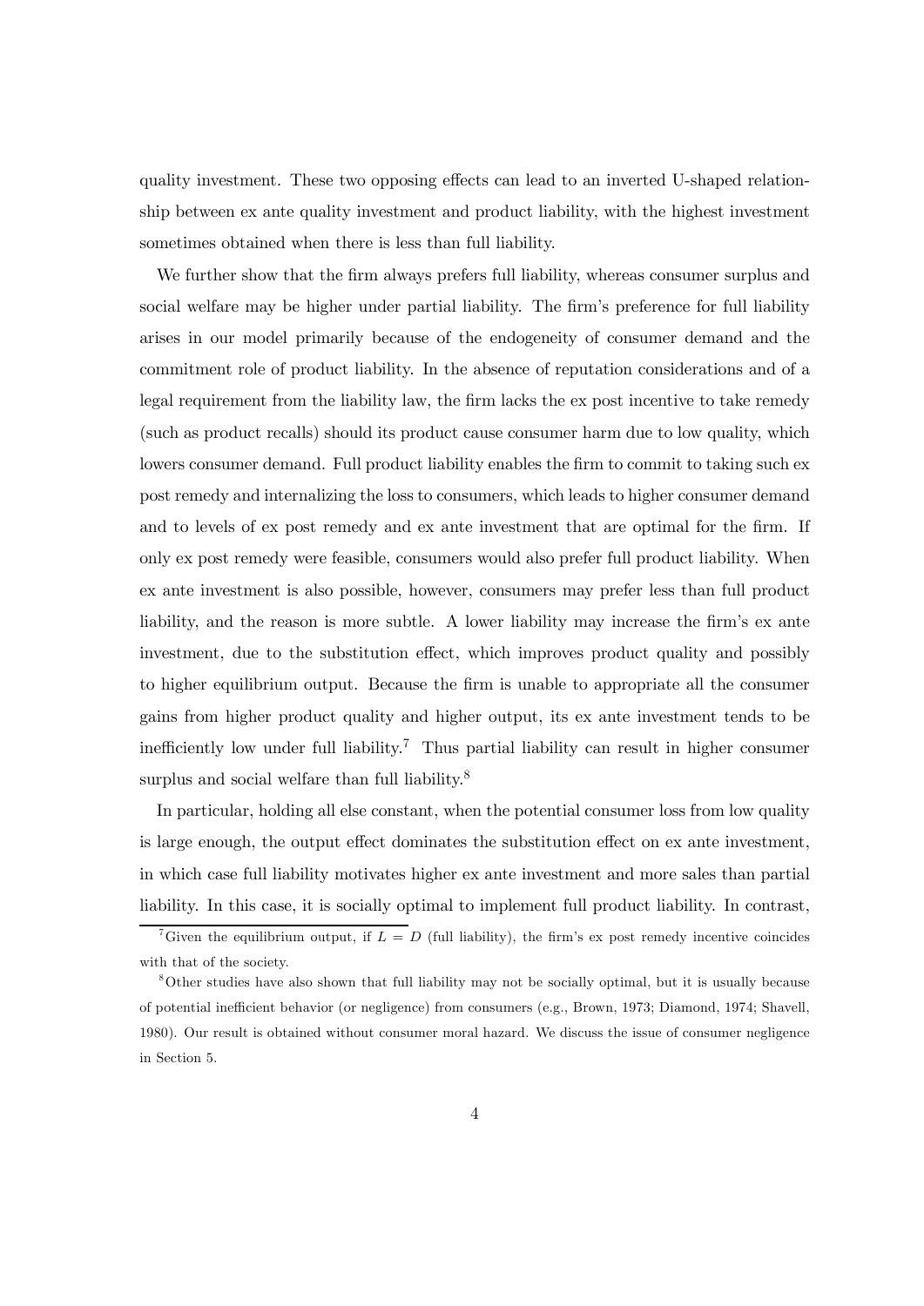quality investment. These two opposing effects can lead to an inverted U-shaped relationship between ex ante quality investment and product liability, with the highest investment sometimes obtained when there is less than full liability.

We further show that the firm always prefers full liability, whereas consumer surplus and social welfare may be higher under partial liability. The firm's preference for full liability arises in our model primarily because of the endogeneity of consumer demand and the commitment role of product liability. In the absence of reputation considerations and of a legal requirement from the liability law, the firm lacks the ex post incentive to take remedy (such as product recalls) should its product cause consumer harm due to low quality, which lowers consumer demand. Full product liability enables the firm to commit to taking such ex post remedy and internalizing the loss to consumers, which leads to higher consumer demand and to levels of ex post remedy and ex ante investment that are optimal for the firm. If only ex post remedy were feasible, consumers would also prefer full product liability. When ex ante investment is also possible, however, consumers may prefer less than full product liability, and the reason is more subtle. A lower liability may increase the firm's ex ante investment, due to the substitution effect, which improves product quality and possibly to higher equilibrium output. Because the firm is unable to appropriate all the consumer gains from higher product quality and higher output, its ex ante investment tends to be inefficiently low under full liability.[7] Thus partial liability can result in higher consumer surplus and social welfare than full liability.[8]

In particular, holding all else constant, when the potential consumer loss from low quality is large enough, the output effect dominates the substitution effect on ex ante investment, in which case full liability motivates higher ex ante investment and more sales than partial liability. In this case, it is socially optimal to implement full product liability. In contrast,

[7] Given the equilibrium output, if $L = D$ (full liability), the firm's ex post remedy incentive coincides with that of the society.

[8] Other studies have also shown that full liability may not be socially optimal, but it is usually because of potential inefficient behavior (or negligence) from consumers (e.g., Brown, 1973; Diamond, 1974; Shavell, 1980). Our result is obtained without consumer moral hazard. We discuss the issue of consumer negligence in Section 5.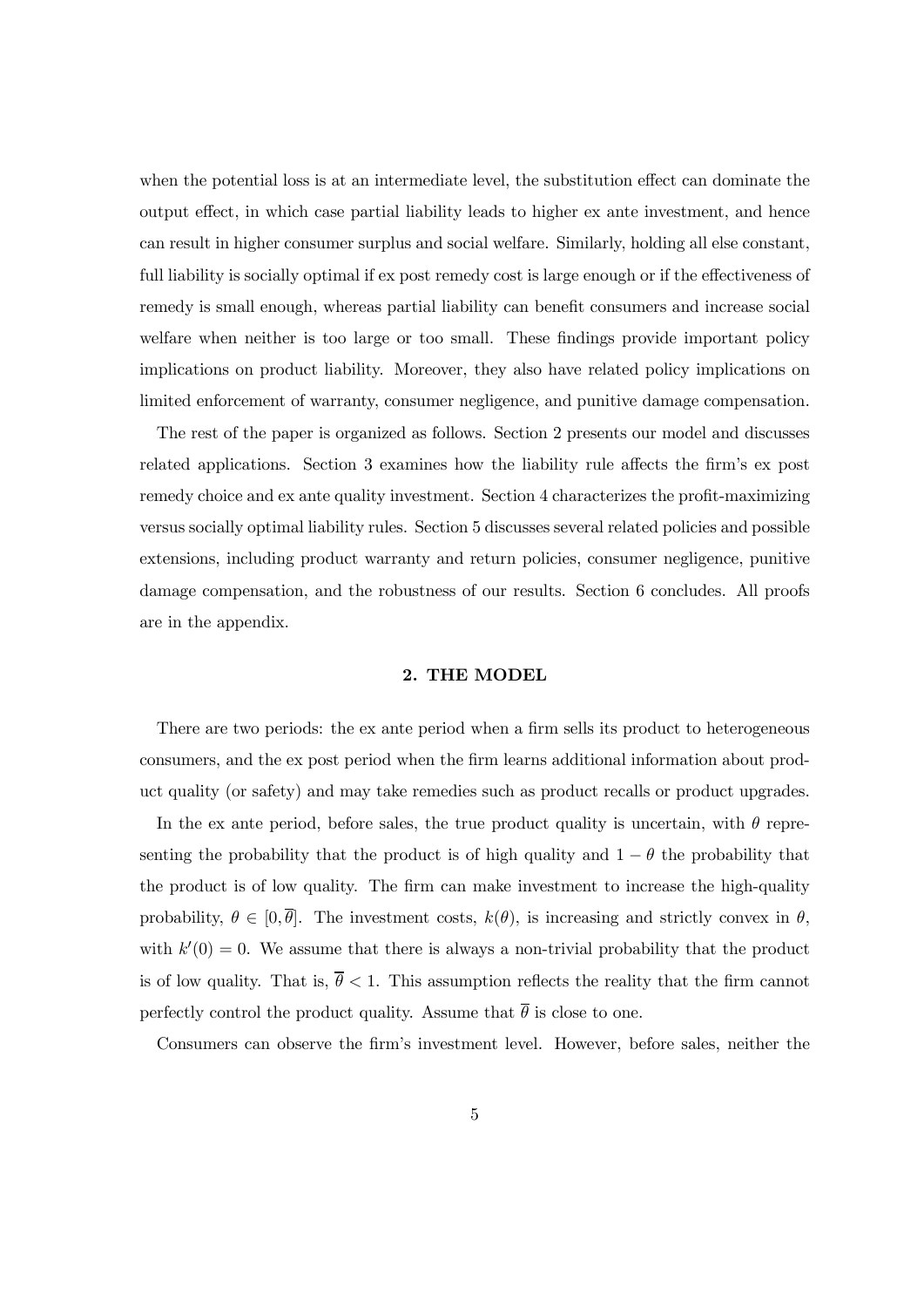when the potential loss is at an intermediate level, the substitution effect can dominate the output effect, in which case partial liability leads to higher ex ante investment, and hence can result in higher consumer surplus and social welfare. Similarly, holding all else constant, full liability is socially optimal if ex post remedy cost is large enough or if the effectiveness of remedy is small enough, whereas partial liability can benefit consumers and increase social welfare when neither is too large or too small. These findings provide important policy implications on product liability. Moreover, they also have related policy implications on limited enforcement of warranty, consumer negligence, and punitive damage compensation.

The rest of the paper is organized as follows. Section 2 presents our model and discusses related applications. Section 3 examines how the liability rule affects the firm's ex post remedy choice and ex ante quality investment. Section 4 characterizes the profit-maximizing versus socially optimal liability rules. Section 5 discusses several related policies and possible extensions, including product warranty and return policies, consumer negligence, punitive damage compensation, and the robustness of our results. Section 6 concludes. All proofs are in the appendix.

## 2. THE MODEL

There are two periods: the ex ante period when a firm sells its product to heterogeneous consumers, and the ex post period when the firm learns additional information about product quality (or safety) and may take remedies such as product recalls or product upgrades.

In the ex ante period, before sales, the true product quality is uncertain, with $\theta$ representing the probability that the product is of high quality and $1-\theta$ the probability that the product is of low quality. The firm can make investment to increase the high-quality probability, $\theta \in [0, \overline{\theta}]$. The investment costs, $k(\theta)$, is increasing and strictly convex in $\theta$, with $k'(0) = 0$. We assume that there is always a non-trivial probability that the product is of low quality. That is, $\overline{\theta} < 1$. This assumption reflects the reality that the firm cannot perfectly control the product quality. Assume that $\overline{\theta}$ is close to one.

Consumers can observe the firm's investment level. However, before sales, neither the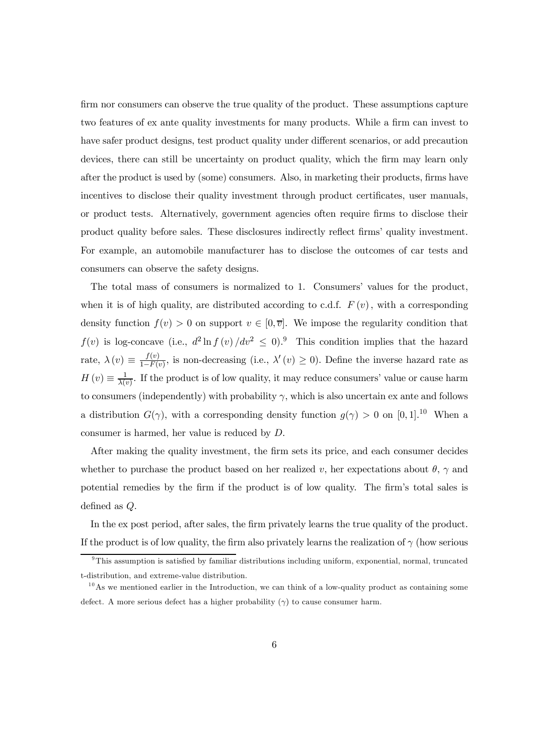firm nor consumers can observe the true quality of the product. These assumptions capture two features of ex ante quality investments for many products. While a firm can invest to have safer product designs, test product quality under different scenarios, or add precaution devices, there can still be uncertainty on product quality, which the firm may learn only after the product is used by (some) consumers. Also, in marketing their products, firms have incentives to disclose their quality investment through product certificates, user manuals, or product tests. Alternatively, government agencies often require firms to disclose their product quality before sales. These disclosures indirectly reflect firms' quality investment. For example, an automobile manufacturer has to disclose the outcomes of car tests and consumers can observe the safety designs.

The total mass of consumers is normalized to 1. Consumers' values for the product, when it is of high quality, are distributed according to c.d.f. $F(v)$, with a corresponding density function $f(v) > 0$ on support $v \in [0, \overline{v}]$. We impose the regularity condition that $f(v)$ is log-concave (i.e., $d^2 \ln f(v) / dv^2 \leq 0$).[9] This condition implies that the hazard rate, $\lambda(v) \equiv \frac{f(v)}{1-F(v)}$, is non-decreasing (i.e., $\lambda'(v) \geq 0$). Define the inverse hazard rate as $H(v) \equiv \frac{1}{\lambda(v)}$. If the product is of low quality, it may reduce consumers' value or cause harm to consumers (independently) with probability $\gamma$, which is also uncertain ex ante and follows a distribution $G(\gamma)$, with a corresponding density function $g(\gamma) > 0$ on $[0, 1]$.[10] When a consumer is harmed, her value is reduced by $D$.

After making the quality investment, the firm sets its price, and each consumer decides whether to purchase the product based on her realized $v$, her expectations about $\theta$, $\gamma$ and potential remedies by the firm if the product is of low quality. The firm's total sales is defined as $Q$.

In the ex post period, after sales, the firm privately learns the true quality of the product. If the product is of low quality, the firm also privately learns the realization of $\gamma$ (how serious

---

[9] This assumption is satisfied by familiar distributions including uniform, exponential, normal, truncated t-distribution, and extreme-value distribution.

[10] As we mentioned earlier in the Introduction, we can think of a low-quality product as containing some defect. A more serious defect has a higher probability ($\gamma$) to cause consumer harm.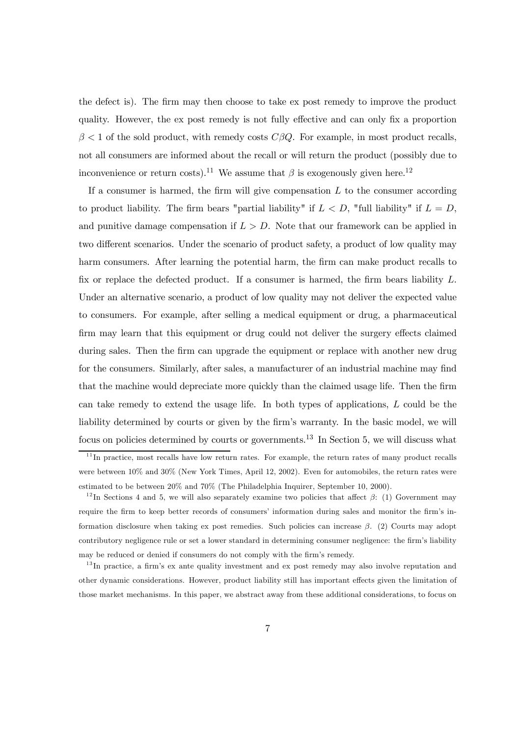the defect is). The firm may then choose to take ex post remedy to improve the product quality. However, the ex post remedy is not fully effective and can only fix a proportion $\beta < 1$ of the sold product, with remedy costs $C\beta Q$. For example, in most product recalls, not all consumers are informed about the recall or will return the product (possibly due to inconvenience or return costs).[11] We assume that $\beta$ is exogenously given here.[12]

If a consumer is harmed, the firm will give compensation $L$ to the consumer according to product liability. The firm bears "partial liability" if $L < D$, "full liability" if $L = D$, and punitive damage compensation if $L > D$. Note that our framework can be applied in two different scenarios. Under the scenario of product safety, a product of low quality may harm consumers. After learning the potential harm, the firm can make product recalls to fix or replace the defected product. If a consumer is harmed, the firm bears liability $L$. Under an alternative scenario, a product of low quality may not deliver the expected value to consumers. For example, after selling a medical equipment or drug, a pharmaceutical firm may learn that this equipment or drug could not deliver the surgery effects claimed during sales. Then the firm can upgrade the equipment or replace with another new drug for the consumers. Similarly, after sales, a manufacturer of an industrial machine may find that the machine would depreciate more quickly than the claimed usage life. Then the firm can take remedy to extend the usage life. In both types of applications, $L$ could be the liability determined by courts or given by the firm's warranty. In the basic model, we will focus on policies determined by courts or governments.[13] In Section 5, we will discuss what

[11] In practice, most recalls have low return rates. For example, the return rates of many product recalls were between 10% and 30% (New York Times, April 12, 2002). Even for automobiles, the return rates were estimated to be between 20% and 70% (The Philadelphia Inquirer, September 10, 2000).

[12] In Sections 4 and 5, we will also separately examine two policies that affect $\beta$: (1) Government may require the firm to keep better records of consumers' information during sales and monitor the firm's information disclosure when taking ex post remedies. Such policies can increase $\beta$. (2) Courts may adopt contributory negligence rule or set a lower standard in determining consumer negligence: the firm's liability may be reduced or denied if consumers do not comply with the firm's remedy.

[13] In practice, a firm's ex ante quality investment and ex post remedy may also involve reputation and other dynamic considerations. However, product liability still has important effects given the limitation of those market mechanisms. In this paper, we abstract away from these additional considerations, to focus on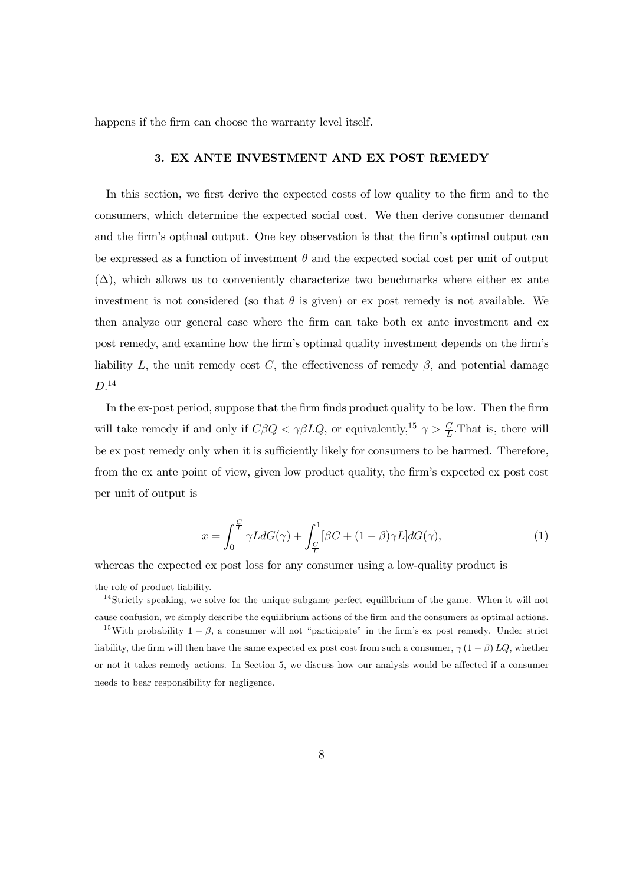happens if the firm can choose the warranty level itself.

## 3. EX ANTE INVESTMENT AND EX POST REMEDY

In this section, we first derive the expected costs of low quality to the firm and to the consumers, which determine the expected social cost. We then derive consumer demand and the firm's optimal output. One key observation is that the firm's optimal output can be expressed as a function of investment $\theta$ and the expected social cost per unit of output ($\Delta$), which allows us to conveniently characterize two benchmarks where either ex ante investment is not considered (so that $\theta$ is given) or ex post remedy is not available. We then analyze our general case where the firm can take both ex ante investment and ex post remedy, and examine how the firm's optimal quality investment depends on the firm's liability $L$, the unit remedy cost $C$, the effectiveness of remedy $\beta$, and potential damage $D$.[14]

In the ex-post period, suppose that the firm finds product quality to be low. Then the firm will take remedy if and only if $C\beta Q < \gamma\beta LQ$, or equivalently,[15] $\gamma > \frac{C}{L}$.That is, there will be ex post remedy only when it is sufficiently likely for consumers to be harmed. Therefore, from the ex ante point of view, given low product quality, the firm's expected ex post cost per unit of output is

$$x = \int_0^{\frac{C}{L}} \gamma L dG(\gamma) + \int_{\frac{C}{L}}^1 [\beta C + (1-\beta)\gamma L] dG(\gamma), \tag{1}$$

whereas the expected ex post loss for any consumer using a low-quality product is

---

the role of product liability.

[14] Strictly speaking, we solve for the unique subgame perfect equilibrium of the game. When it will not cause confusion, we simply describe the equilibrium actions of the firm and the consumers as optimal actions.

[15] With probability $1-\beta$, a consumer will not "participate" in the firm's ex post remedy. Under strict liability, the firm will then have the same expected ex post cost from such a consumer, $\gamma(1-\beta)LQ$, whether or not it takes remedy actions. In Section 5, we discuss how our analysis would be affected if a consumer needs to bear responsibility for negligence.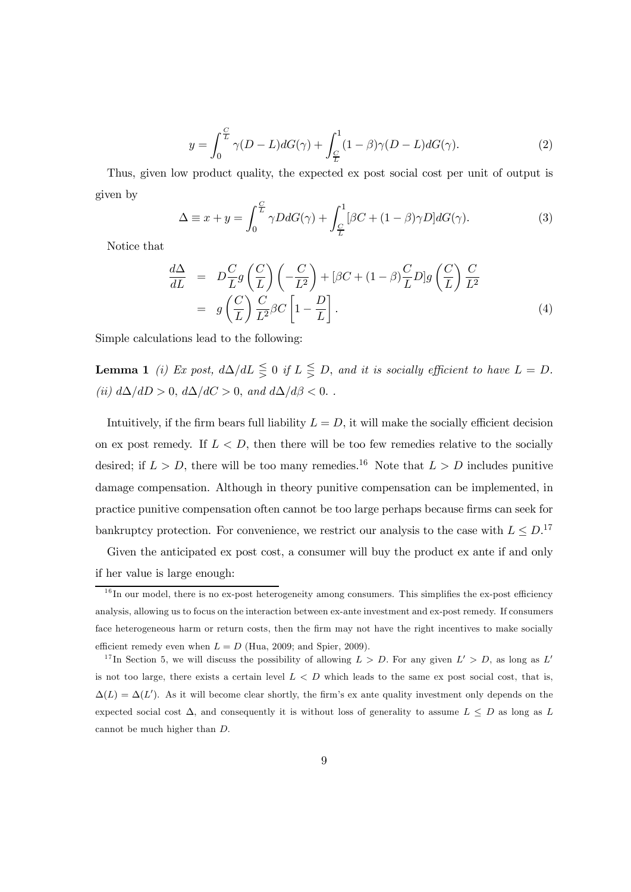$$y = \int_0^{\frac{C}{L}} \gamma(D-L)dG(\gamma) + \int_{\frac{C}{L}}^1 (1-\beta)\gamma(D-L)dG(\gamma). \tag{2}$$

Thus, given low product quality, the expected ex post social cost per unit of output is given by

$$\Delta \equiv x + y = \int_0^{\frac{C}{L}} \gamma D dG(\gamma) + \int_{\frac{C}{L}}^1 [\beta C + (1-\beta)\gamma D] dG(\gamma). \tag{3}$$

Notice that

$$\begin{aligned} \frac{d\Delta}{dL} &= D\frac{C}{L} g\left(\frac{C}{L}\right)\left(-\frac{C}{L^2}\right) + [\beta C + (1-\beta)\frac{C}{L}D] g\left(\frac{C}{L}\right)\frac{C}{L^2} \\ &= g\left(\frac{C}{L}\right)\frac{C}{L^2}\beta C\left[1 - \frac{D}{L}\right]. \end{aligned} \tag{4}$$

Simple calculations lead to the following:

**Lemma 1** *(i) Ex post, $d\Delta/dL \lesseqgtr 0$ if $L \lesseqgtr D$, and it is socially efficient to have $L = D$. (ii) $d\Delta/dD > 0$, $d\Delta/dC > 0$, and $d\Delta/d\beta < 0$. .*

Intuitively, if the firm bears full liability $L = D$, it will make the socially efficient decision on ex post remedy. If $L < D$, then there will be too few remedies relative to the socially desired; if $L > D$, there will be too many remedies.[16] Note that $L > D$ includes punitive damage compensation. Although in theory punitive compensation can be implemented, in practice punitive compensation often cannot be too large perhaps because firms can seek for bankruptcy protection. For convenience, we restrict our analysis to the case with $L \leq D$.[17]

Given the anticipated ex post cost, a consumer will buy the product ex ante if and only if her value is large enough:

[16] In our model, there is no ex-post heterogeneity among consumers. This simplifies the ex-post efficiency analysis, allowing us to focus on the interaction between ex-ante investment and ex-post remedy. If consumers face heterogeneous harm or return costs, then the firm may not have the right incentives to make socially efficient remedy even when $L = D$ (Hua, 2009; and Spier, 2009).

[17] In Section 5, we will discuss the possibility of allowing $L > D$. For any given $L' > D$, as long as $L'$ is not too large, there exists a certain level $L < D$ which leads to the same ex post social cost, that is, $\Delta(L) = \Delta(L')$. As it will become clear shortly, the firm's ex ante quality investment only depends on the expected social cost $\Delta$, and consequently it is without loss of generality to assume $L \leq D$ as long as $L$ cannot be much higher than $D$.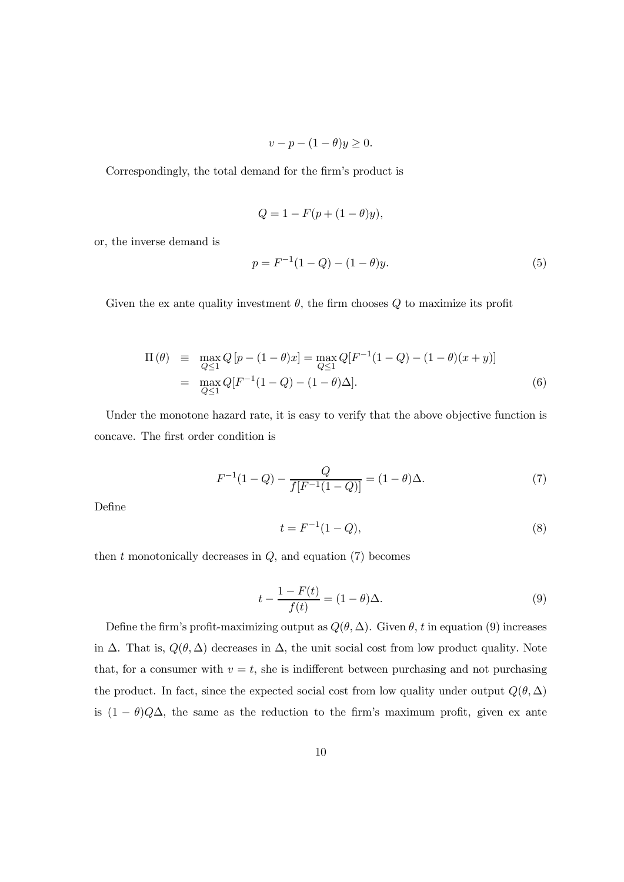$$v - p - (1-\theta)y \geq 0.$$

Correspondingly, the total demand for the firm's product is

$$Q = 1 - F(p + (1-\theta)y),$$

or, the inverse demand is

$$p = F^{-1}(1-Q) - (1-\theta)y. \tag{5}$$

Given the ex ante quality investment $\theta$, the firm chooses $Q$ to maximize its profit

$$\begin{aligned}
\Pi(\theta) &\equiv \max_{Q \leq 1} Q\left[p - (1-\theta)x\right] = \max_{Q \leq 1} Q[F^{-1}(1-Q) - (1-\theta)(x+y)] \\
&= \max_{Q \leq 1} Q[F^{-1}(1-Q) - (1-\theta)\Delta].
\end{aligned} \tag{6}$$

Under the monotone hazard rate, it is easy to verify that the above objective function is concave. The first order condition is

$$F^{-1}(1-Q) - \frac{Q}{f[F^{-1}(1-Q)]} = (1-\theta)\Delta. \tag{7}$$

Define

$$t = F^{-1}(1-Q), \tag{8}$$

then $t$ monotonically decreases in $Q$, and equation (7) becomes

$$t - \frac{1-F(t)}{f(t)} = (1-\theta)\Delta. \tag{9}$$

Define the firm's profit-maximizing output as $Q(\theta, \Delta)$. Given $\theta$, $t$ in equation (9) increases in $\Delta$. That is, $Q(\theta, \Delta)$ decreases in $\Delta$, the unit social cost from low product quality. Note that, for a consumer with $v = t$, she is indifferent between purchasing and not purchasing the product. In fact, since the expected social cost from low quality under output $Q(\theta, \Delta)$ is $(1-\theta)Q\Delta$, the same as the reduction to the firm's maximum profit, given ex ante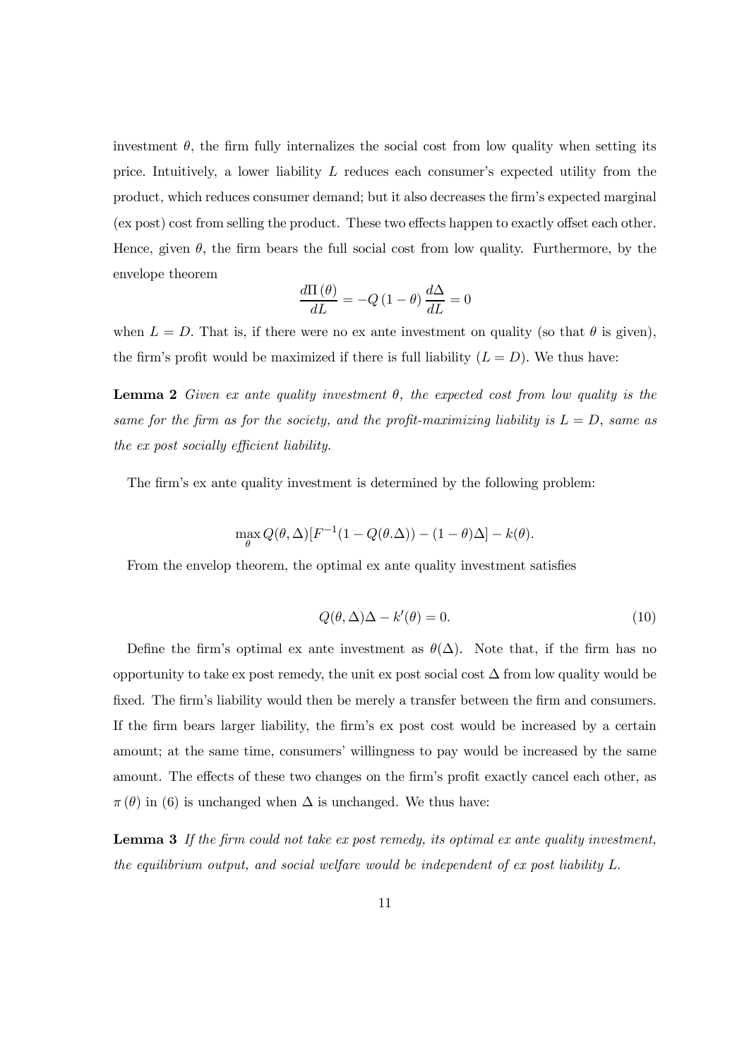investment $\theta$, the firm fully internalizes the social cost from low quality when setting its price. Intuitively, a lower liability $L$ reduces each consumer's expected utility from the product, which reduces consumer demand; but it also decreases the firm's expected marginal (ex post) cost from selling the product. These two effects happen to exactly offset each other. Hence, given $\theta$, the firm bears the full social cost from low quality. Furthermore, by the envelope theorem

$$\frac{d\Pi(\theta)}{dL} = -Q(1-\theta)\frac{d\Delta}{dL} = 0$$

when $L = D$. That is, if there were no ex ante investment on quality (so that $\theta$ is given), the firm's profit would be maximized if there is full liability ($L = D$). We thus have:

**Lemma 2** *Given ex ante quality investment $\theta$, the expected cost from low quality is the same for the firm as for the society, and the profit-maximizing liability is $L = D$, same as the ex post socially efficient liability.*

The firm's ex ante quality investment is determined by the following problem:

$$\max_{\theta} Q(\theta, \Delta)[F^{-1}(1 - Q(\theta.\Delta)) - (1-\theta)\Delta] - k(\theta).$$

From the envelop theorem, the optimal ex ante quality investment satisfies

$$Q(\theta, \Delta)\Delta - k'(\theta) = 0. \tag{10}$$

Define the firm's optimal ex ante investment as $\theta(\Delta)$. Note that, if the firm has no opportunity to take ex post remedy, the unit ex post social cost $\Delta$ from low quality would be fixed. The firm's liability would then be merely a transfer between the firm and consumers. If the firm bears larger liability, the firm's ex post cost would be increased by a certain amount; at the same time, consumers' willingness to pay would be increased by the same amount. The effects of these two changes on the firm's profit exactly cancel each other, as $\pi(\theta)$ in (6) is unchanged when $\Delta$ is unchanged. We thus have:

**Lemma 3** *If the firm could not take ex post remedy, its optimal ex ante quality investment, the equilibrium output, and social welfare would be independent of ex post liability $L$.*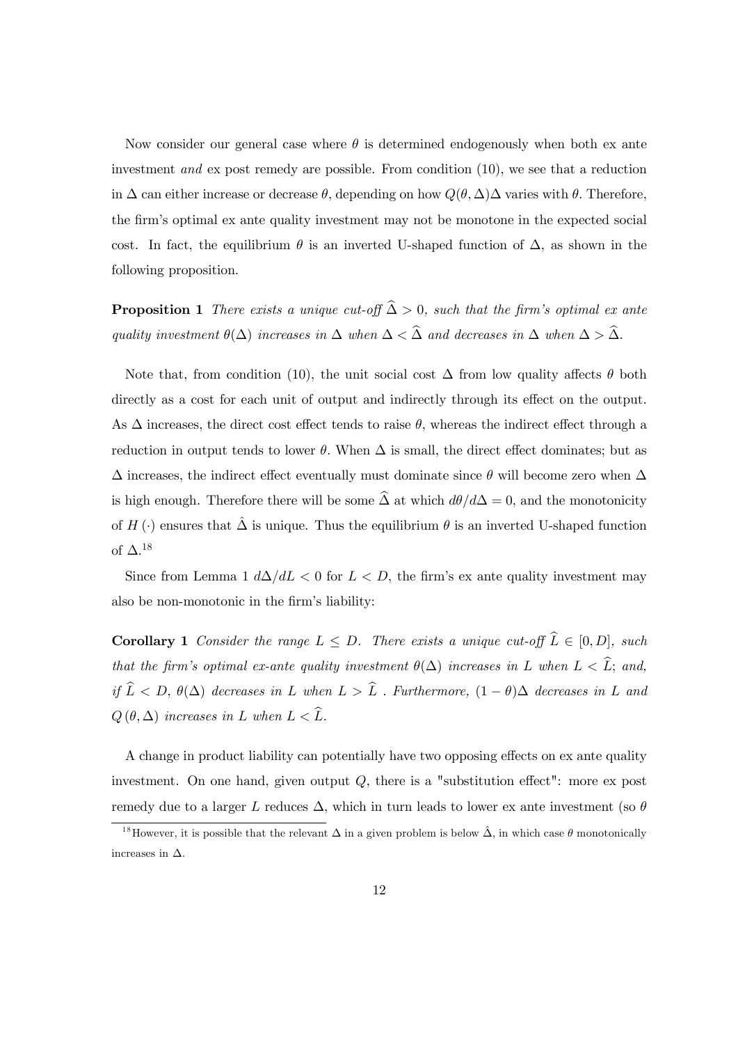Now consider our general case where $\theta$ is determined endogenously when both ex ante investment *and* ex post remedy are possible. From condition (10), we see that a reduction in $\Delta$ can either increase or decrease $\theta$, depending on how $Q(\theta, \Delta)\Delta$ varies with $\theta$. Therefore, the firm's optimal ex ante quality investment may not be monotone in the expected social cost. In fact, the equilibrium $\theta$ is an inverted U-shaped function of $\Delta$, as shown in the following proposition.

**Proposition 1** *There exists a unique cut-off $\widehat{\Delta} > 0$, such that the firm's optimal ex ante quality investment $\theta(\Delta)$ increases in $\Delta$ when $\Delta < \widehat{\Delta}$ and decreases in $\Delta$ when $\Delta > \widehat{\Delta}$.*

Note that, from condition (10), the unit social cost $\Delta$ from low quality affects $\theta$ both directly as a cost for each unit of output and indirectly through its effect on the output. As $\Delta$ increases, the direct cost effect tends to raise $\theta$, whereas the indirect effect through a reduction in output tends to lower $\theta$. When $\Delta$ is small, the direct effect dominates; but as $\Delta$ increases, the indirect effect eventually must dominate since $\theta$ will become zero when $\Delta$ is high enough. Therefore there will be some $\widehat{\Delta}$ at which $d\theta/d\Delta = 0$, and the monotonicity of $H(\cdot)$ ensures that $\hat{\Delta}$ is unique. Thus the equilibrium $\theta$ is an inverted U-shaped function of $\Delta$.[18]

Since from Lemma 1 $d\Delta/dL < 0$ for $L < D$, the firm's ex ante quality investment may also be non-monotonic in the firm's liability:

**Corollary 1** *Consider the range $L \leq D$. There exists a unique cut-off $\widehat{L} \in [0, D]$, such that the firm's optimal ex-ante quality investment $\theta(\Delta)$ increases in $L$ when $L < \widehat{L}$; and, if $\widehat{L} < D$, $\theta(\Delta)$ decreases in $L$ when $L > \widehat{L}$ . Furthermore, $(1-\theta)\Delta$ decreases in $L$ and $Q(\theta, \Delta)$ increases in $L$ when $L < \widehat{L}$.*

A change in product liability can potentially have two opposing effects on ex ante quality investment. On one hand, given output $Q$, there is a "substitution effect": more ex post remedy due to a larger $L$ reduces $\Delta$, which in turn leads to lower ex ante investment (so $\theta$

[18] However, it is possible that the relevant $\Delta$ in a given problem is below $\hat{\Delta}$, in which case $\theta$ monotonically increases in $\Delta$.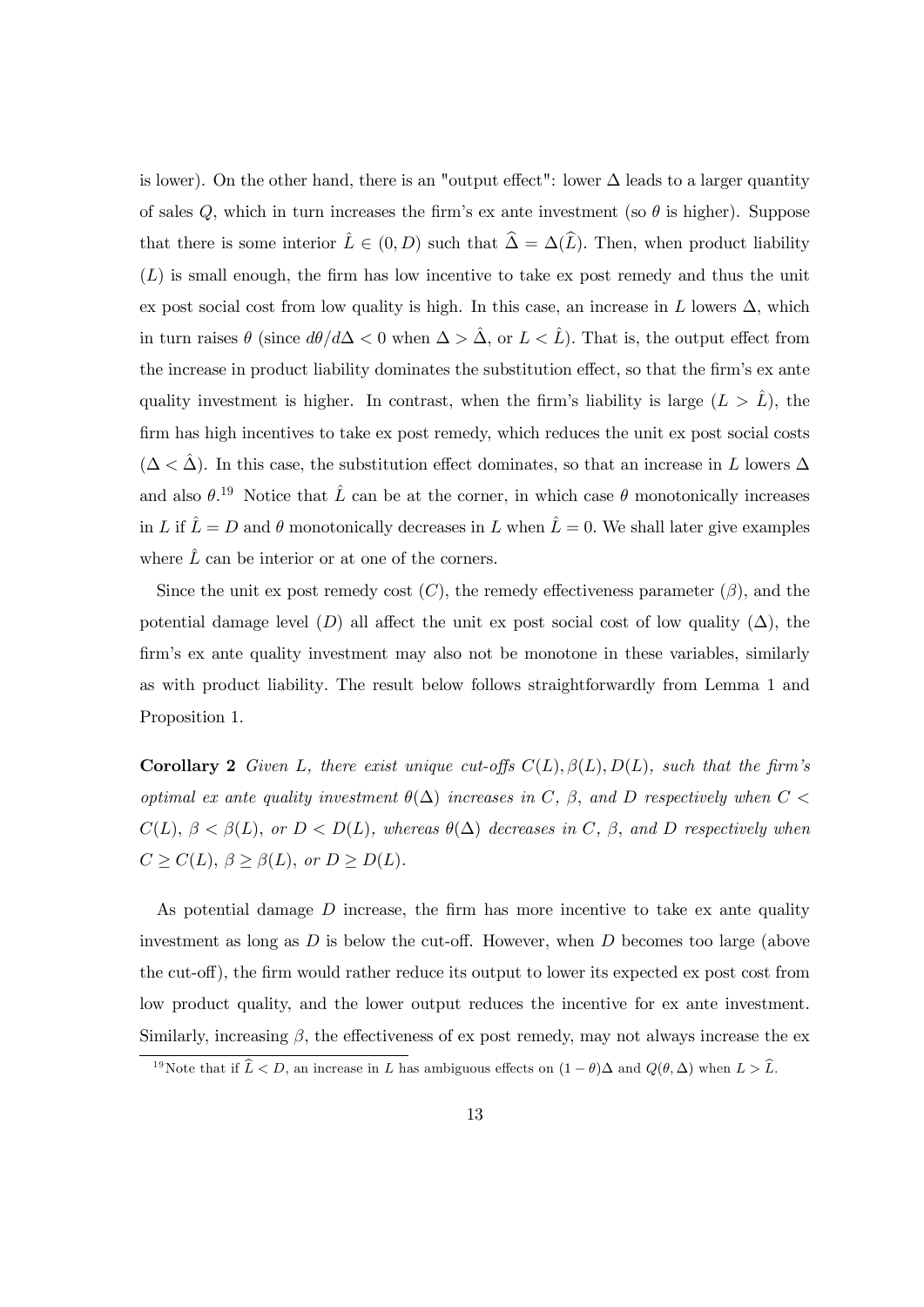is lower). On the other hand, there is an "output effect": lower $\Delta$ leads to a larger quantity of sales $Q$, which in turn increases the firm's ex ante investment (so $\theta$ is higher). Suppose that there is some interior $\hat{L} \in (0, D)$ such that $\widehat{\Delta} = \Delta(\widehat{L})$. Then, when product liability ($L$) is small enough, the firm has low incentive to take ex post remedy and thus the unit ex post social cost from low quality is high. In this case, an increase in $L$ lowers $\Delta$, which in turn raises $\theta$ (since $d\theta/d\Delta < 0$ when $\Delta > \hat{\Delta}$, or $L < \hat{L}$). That is, the output effect from the increase in product liability dominates the substitution effect, so that the firm's ex ante quality investment is higher. In contrast, when the firm's liability is large ($L > \hat{L}$), the firm has high incentives to take ex post remedy, which reduces the unit ex post social costs ($\Delta < \hat{\Delta}$). In this case, the substitution effect dominates, so that an increase in $L$ lowers $\Delta$ and also $\theta$.[19] Notice that $\hat{L}$ can be at the corner, in which case $\theta$ monotonically increases in $L$ if $\hat{L} = D$ and $\theta$ monotonically decreases in $L$ when $\hat{L} = 0$. We shall later give examples where $\hat{L}$ can be interior or at one of the corners.

Since the unit ex post remedy cost ($C$), the remedy effectiveness parameter ($\beta$), and the potential damage level ($D$) all affect the unit ex post social cost of low quality ($\Delta$), the firm's ex ante quality investment may also not be monotone in these variables, similarly as with product liability. The result below follows straightforwardly from Lemma 1 and Proposition 1.

**Corollary 2** *Given $L$, there exist unique cut-offs $C(L), \beta(L), D(L)$, such that the firm's optimal ex ante quality investment $\theta(\Delta)$ increases in $C$, $\beta$, and $D$ respectively when $C < C(L)$, $\beta < \beta(L)$, or $D < D(L)$, whereas $\theta(\Delta)$ decreases in $C$, $\beta$, and $D$ respectively when $C \geq C(L)$, $\beta \geq \beta(L)$, or $D \geq D(L)$.*

As potential damage $D$ increase, the firm has more incentive to take ex ante quality investment as long as $D$ is below the cut-off. However, when $D$ becomes too large (above the cut-off), the firm would rather reduce its output to lower its expected ex post cost from low product quality, and the lower output reduces the incentive for ex ante investment. Similarly, increasing $\beta$, the effectiveness of ex post remedy, may not always increase the ex

[19] Note that if $\widehat{L} < D$, an increase in $L$ has ambiguous effects on $(1-\theta)\Delta$ and $Q(\theta, \Delta)$ when $L > \widehat{L}$.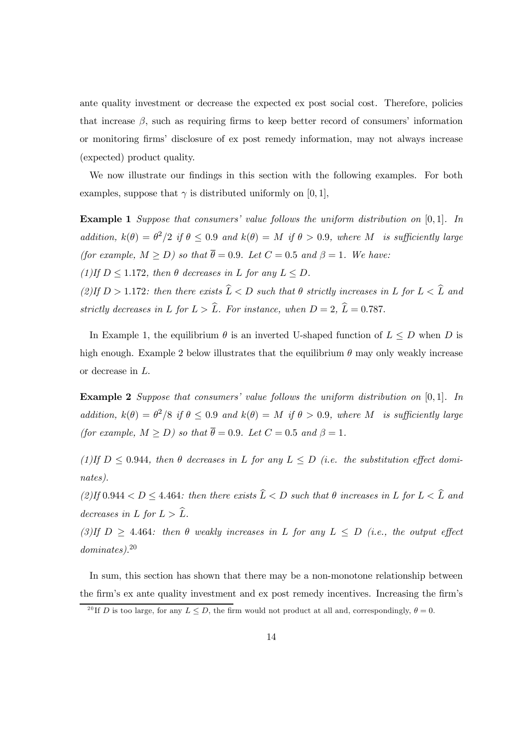ante quality investment or decrease the expected ex post social cost. Therefore, policies that increase $\beta$, such as requiring firms to keep better record of consumers' information or monitoring firms' disclosure of ex post remedy information, may not always increase (expected) product quality.

We now illustrate our findings in this section with the following examples. For both examples, suppose that $\gamma$ is distributed uniformly on $[0,1]$,

**Example 1** *Suppose that consumers' value follows the uniform distribution on* $[0,1]$. *In addition,* $k(\theta) = \theta^2/2$ *if* $\theta \leq 0.9$ *and* $k(\theta) = M$ *if* $\theta > 0.9$, *where* $M$ *is sufficiently large (for example,* $M \geq D$*) so that* $\overline{\theta} = 0.9$. *Let* $C = 0.5$ *and* $\beta = 1$. *We have:*

*(1)If* $D \leq 1.172$, *then* $\theta$ *decreases in* $L$ *for any* $L \leq D$.

*(2)If* $D > 1.172$*: then there exists* $\widehat{L} < D$ *such that* $\theta$ *strictly increases in* $L$ *for* $L < \widehat{L}$ *and strictly decreases in* $L$ *for* $L > \widehat{L}$. *For instance, when* $D = 2$, $\widehat{L} = 0.787$.

In Example 1, the equilibrium $\theta$ is an inverted U-shaped function of $L \leq D$ when $D$ is high enough. Example 2 below illustrates that the equilibrium $\theta$ may only weakly increase or decrease in $L$.

**Example 2** *Suppose that consumers' value follows the uniform distribution on* $[0,1]$. *In addition,* $k(\theta) = \theta^2/8$ *if* $\theta \leq 0.9$ *and* $k(\theta) = M$ *if* $\theta > 0.9$, *where* $M$ *is sufficiently large (for example,* $M \geq D$*) so that* $\overline{\theta} = 0.9$. *Let* $C = 0.5$ *and* $\beta = 1$.

*(1)If* $D \leq 0.944$, *then* $\theta$ *decreases in* $L$ *for any* $L \leq D$ *(i.e. the substitution effect dominates).*

*(2)If* $0.944 < D \leq 4.464$*: then there exists* $\widehat{L} < D$ *such that* $\theta$ *increases in* $L$ *for* $L < \widehat{L}$ *and decreases in* $L$ *for* $L > \widehat{L}$.

*(3)If* $D \geq 4.464$*: then* $\theta$ *weakly increases in* $L$ *for any* $L \leq D$ *(i.e., the output effect dominates).*[20]

In sum, this section has shown that there may be a non-monotone relationship between the firm's ex ante quality investment and ex post remedy incentives. Increasing the firm's

[20] If $D$ is too large, for any $L \leq D$, the firm would not product at all and, correspondingly, $\theta = 0$.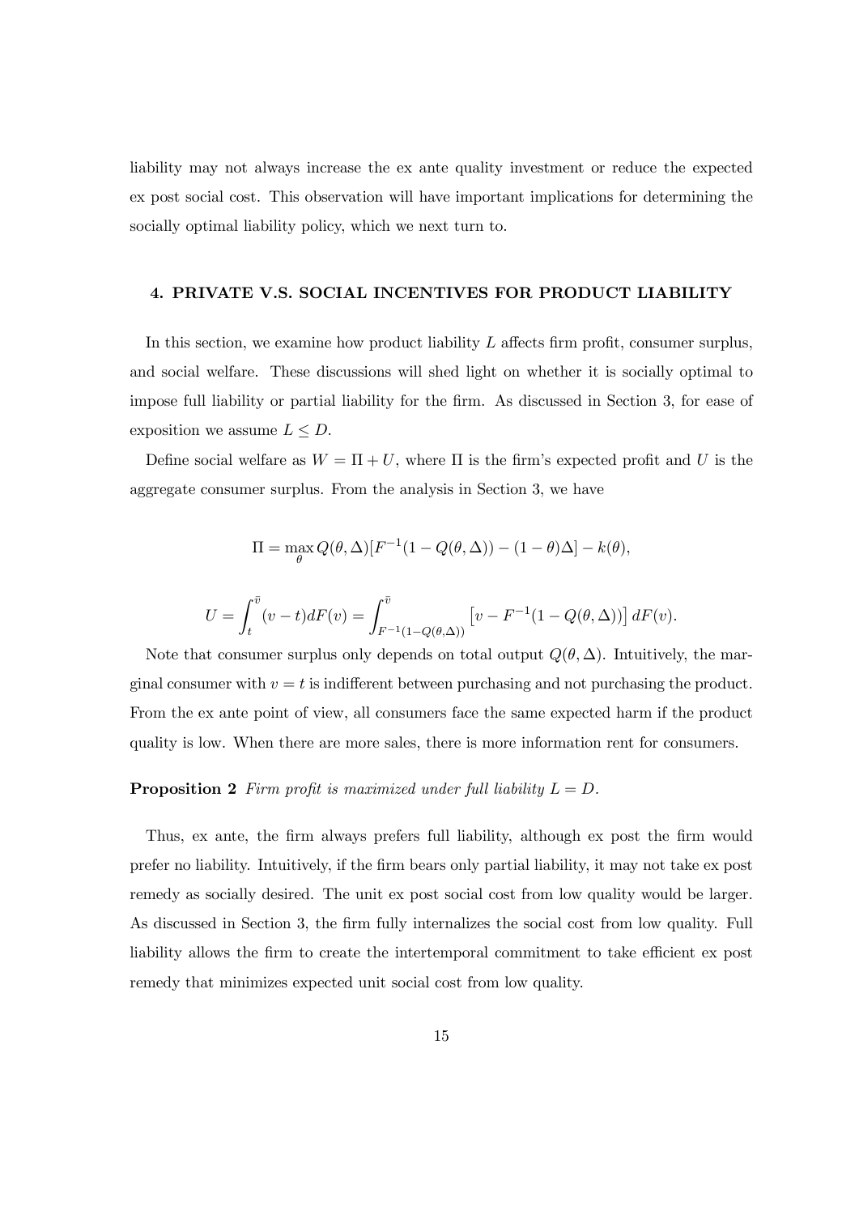liability may not always increase the ex ante quality investment or reduce the expected ex post social cost. This observation will have important implications for determining the socially optimal liability policy, which we next turn to.

## 4. PRIVATE V.S. SOCIAL INCENTIVES FOR PRODUCT LIABILITY

In this section, we examine how product liability $L$ affects firm profit, consumer surplus, and social welfare. These discussions will shed light on whether it is socially optimal to impose full liability or partial liability for the firm. As discussed in Section 3, for ease of exposition we assume $L \leq D$.

Define social welfare as $W = \Pi + U$, where $\Pi$ is the firm's expected profit and $U$ is the aggregate consumer surplus. From the analysis in Section 3, we have

$$\Pi = \max_{\theta} Q(\theta, \Delta)[F^{-1}(1 - Q(\theta, \Delta)) - (1 - \theta)\Delta] - k(\theta),$$

$$U = \int_{t}^{\bar{v}} (v - t) dF(v) = \int_{F^{-1}(1-Q(\theta,\Delta))}^{\bar{v}} \left[v - F^{-1}(1 - Q(\theta, \Delta))\right] dF(v).$$

Note that consumer surplus only depends on total output $Q(\theta, \Delta)$. Intuitively, the marginal consumer with $v = t$ is indifferent between purchasing and not purchasing the product. From the ex ante point of view, all consumers face the same expected harm if the product quality is low. When there are more sales, there is more information rent for consumers.

**Proposition 2** *Firm profit is maximized under full liability $L = D$.*

Thus, ex ante, the firm always prefers full liability, although ex post the firm would prefer no liability. Intuitively, if the firm bears only partial liability, it may not take ex post remedy as socially desired. The unit ex post social cost from low quality would be larger. As discussed in Section 3, the firm fully internalizes the social cost from low quality. Full liability allows the firm to create the intertemporal commitment to take efficient ex post remedy that minimizes expected unit social cost from low quality.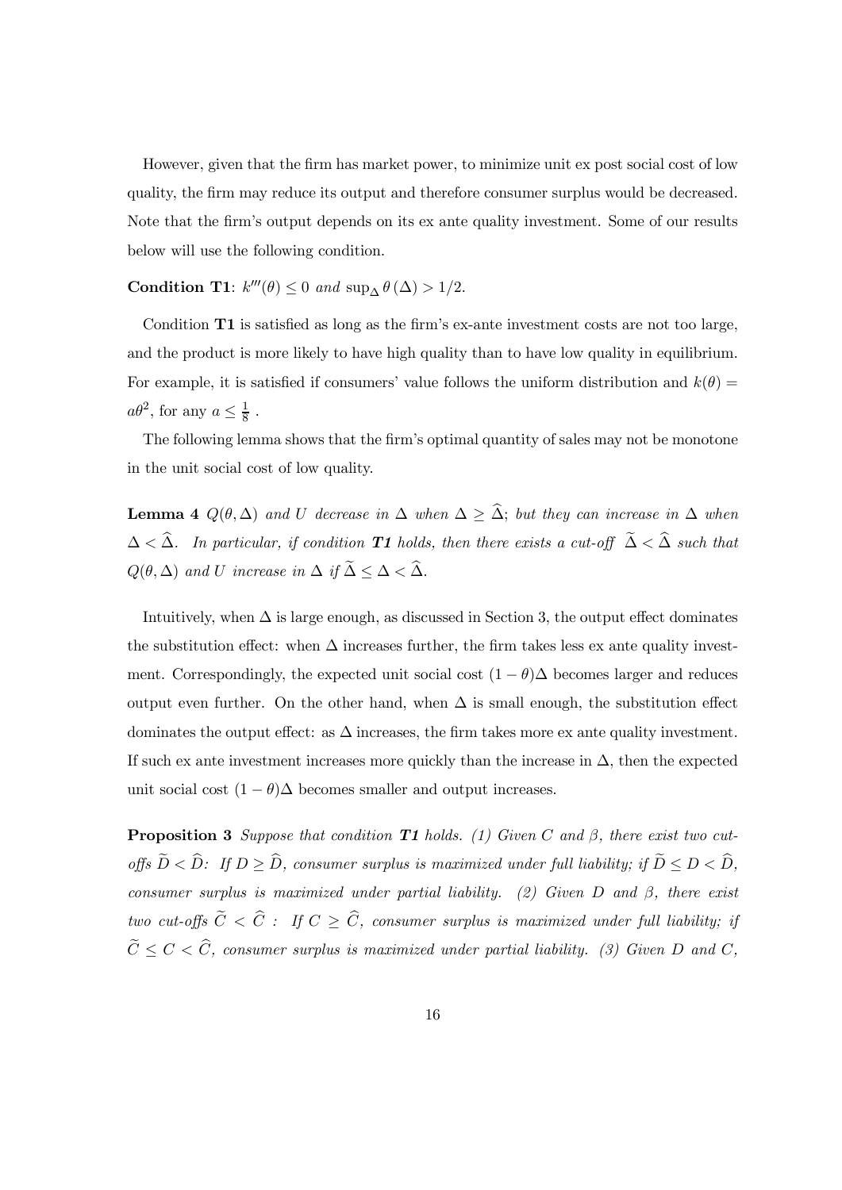However, given that the firm has market power, to minimize unit ex post social cost of low quality, the firm may reduce its output and therefore consumer surplus would be decreased. Note that the firm's output depends on its ex ante quality investment. Some of our results below will use the following condition.

**Condition T1**: *$k'''(\theta) \leq 0$ and $\sup_{\Delta} \theta(\Delta) > 1/2$.*

Condition **T1** is satisfied as long as the firm's ex-ante investment costs are not too large, and the product is more likely to have high quality than to have low quality in equilibrium. For example, it is satisfied if consumers' value follows the uniform distribution and $k(\theta) = a\theta^2$, for any $a \leq \frac{1}{8}$.

The following lemma shows that the firm's optimal quantity of sales may not be monotone in the unit social cost of low quality.

**Lemma 4** *$Q(\theta, \Delta)$ and $U$ decrease in $\Delta$ when $\Delta \geq \widehat{\Delta}$; but they can increase in $\Delta$ when $\Delta < \widehat{\Delta}$. In particular, if condition **T1** holds, then there exists a cut-off $\widetilde{\Delta} < \widehat{\Delta}$ such that $Q(\theta, \Delta)$ and $U$ increase in $\Delta$ if $\widetilde{\Delta} \leq \Delta < \widehat{\Delta}$.*

Intuitively, when $\Delta$ is large enough, as discussed in Section 3, the output effect dominates the substitution effect: when $\Delta$ increases further, the firm takes less ex ante quality investment. Correspondingly, the expected unit social cost $(1 - \theta)\Delta$ becomes larger and reduces output even further. On the other hand, when $\Delta$ is small enough, the substitution effect dominates the output effect: as $\Delta$ increases, the firm takes more ex ante quality investment. If such ex ante investment increases more quickly than the increase in $\Delta$, then the expected unit social cost $(1 - \theta)\Delta$ becomes smaller and output increases.

**Proposition 3** *Suppose that condition **T1** holds. (1) Given $C$ and $\beta$, there exist two cut-offs $\widetilde{D} < \widehat{D}$: If $D \geq \widehat{D}$, consumer surplus is maximized under full liability; if $\widetilde{D} \leq D < \widehat{D}$, consumer surplus is maximized under partial liability. (2) Given $D$ and $\beta$, there exist two cut-offs $\widetilde{C} < \widehat{C}$ : If $C \geq \widehat{C}$, consumer surplus is maximized under full liability; if $\widetilde{C} \leq C < \widehat{C}$, consumer surplus is maximized under partial liability. (3) Given $D$ and $C$,*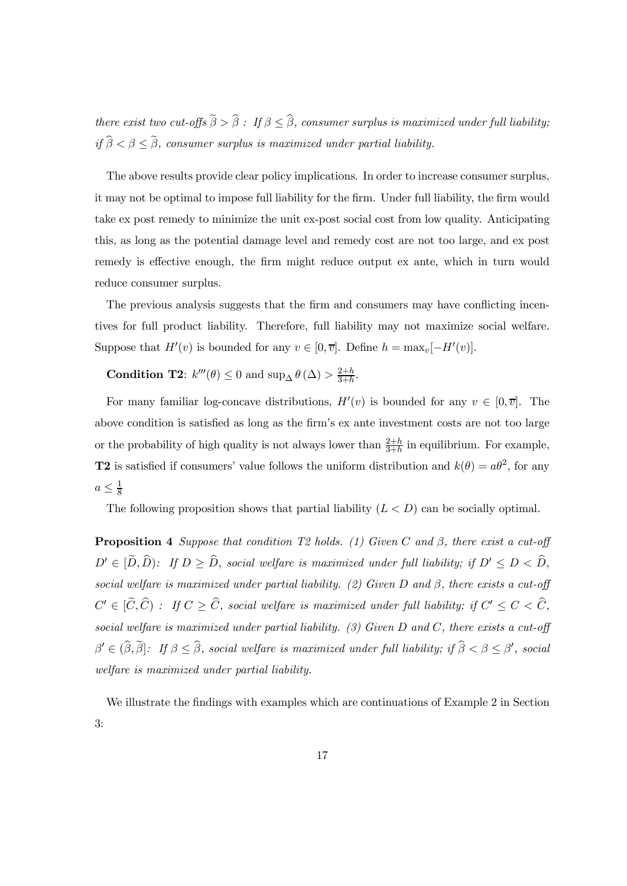*there exist two cut-offs $\widetilde{\beta} > \widehat{\beta}$ : If $\beta \leq \widehat{\beta}$, consumer surplus is maximized under full liability; if $\widehat{\beta} < \beta \leq \widetilde{\beta}$, consumer surplus is maximized under partial liability.*

The above results provide clear policy implications. In order to increase consumer surplus, it may not be optimal to impose full liability for the firm. Under full liability, the firm would take ex post remedy to minimize the unit ex-post social cost from low quality. Anticipating this, as long as the potential damage level and remedy cost are not too large, and ex post remedy is effective enough, the firm might reduce output ex ante, which in turn would reduce consumer surplus.

The previous analysis suggests that the firm and consumers may have conflicting incentives for full product liability. Therefore, full liability may not maximize social welfare. Suppose that $H'(v)$ is bounded for any $v \in [0, \overline{v}]$. Define $h = \max_v[-H'(v)]$.

**Condition T2**: $k'''(\theta) \leq 0$ and $\sup_{\Delta} \theta(\Delta) > \frac{2+h}{3+h}$.

For many familiar log-concave distributions, $H'(v)$ is bounded for any $v \in [0, \overline{v}]$. The above condition is satisfied as long as the firm's ex ante investment costs are not too large or the probability of high quality is not always lower than $\frac{2+h}{3+h}$ in equilibrium. For example, **T2** is satisfied if consumers' value follows the uniform distribution and $k(\theta) = a\theta^2$, for any $a \leq \frac{1}{8}$

The following proposition shows that partial liability ($L < D$) can be socially optimal.

**Proposition 4** *Suppose that condition T2 holds. (1) Given $C$ and $\beta$, there exist a cut-off $D' \in [\widetilde{D}, \widehat{D})$: If $D \geq \widehat{D}$, social welfare is maximized under full liability; if $D' \leq D < \widehat{D}$, social welfare is maximized under partial liability. (2) Given $D$ and $\beta$, there exists a cut-off $C' \in [\widetilde{C}, \widehat{C})$ : If $C \geq \widehat{C}$, social welfare is maximized under full liability; if $C' \leq C < \widehat{C}$, social welfare is maximized under partial liability. (3) Given $D$ and $C$, there exists a cut-off $\beta' \in (\widehat{\beta}, \widetilde{\beta}]$: If $\beta \leq \widehat{\beta}$, social welfare is maximized under full liability; if $\widehat{\beta} < \beta \leq \beta'$, social welfare is maximized under partial liability.*

We illustrate the findings with examples which are continuations of Example 2 in Section 3: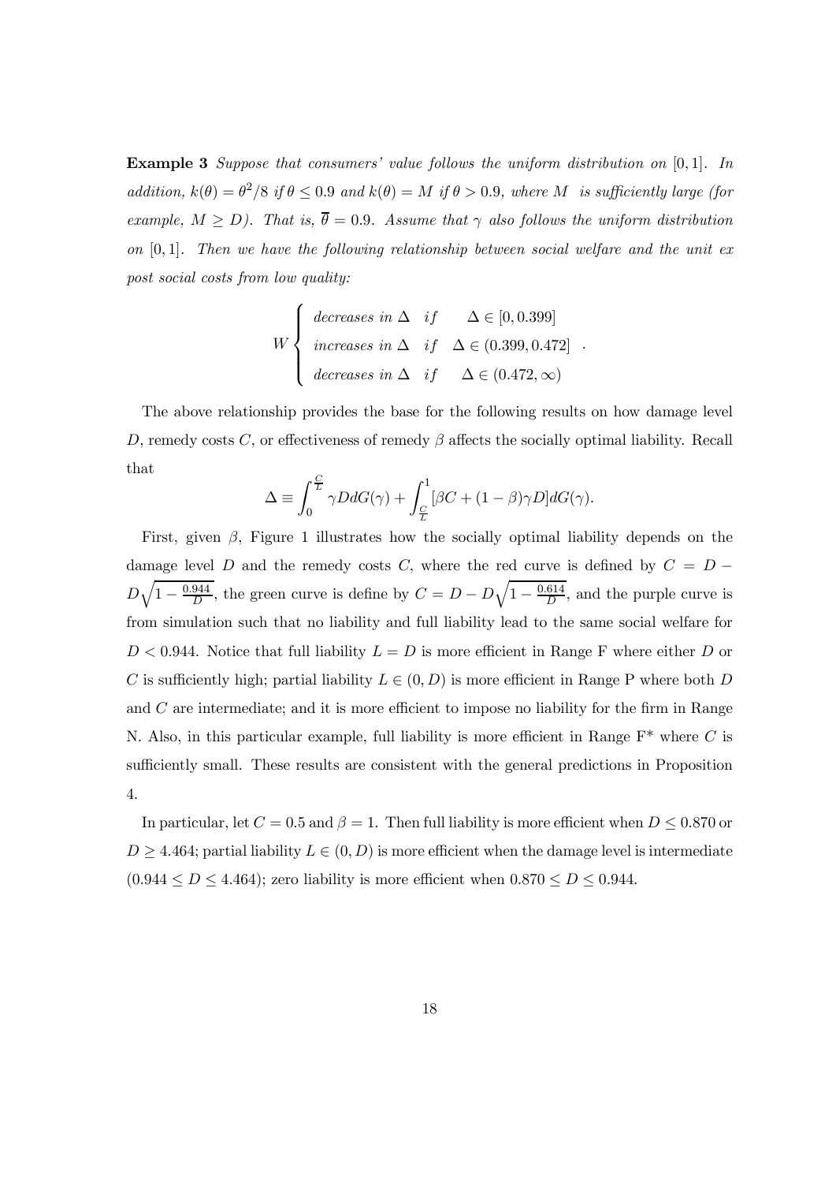**Example 3** *Suppose that consumers' value follows the uniform distribution on* $[0, 1]$*. In addition,* $k(\theta) = \theta^2/8$ *if* $\theta \leq 0.9$ *and* $k(\theta) = M$ *if* $\theta > 0.9$*, where* $M$ *is sufficiently large (for example,* $M \geq D$*). That is,* $\overline{\theta} = 0.9$*. Assume that* $\gamma$ *also follows the uniform distribution on* $[0, 1]$*. Then we have the following relationship between social welfare and the unit ex post social costs from low quality:*

$$W \begin{cases} \text{decreases in } \Delta & \text{if} \quad \Delta \in [0, 0.399] \\ \text{increases in } \Delta & \text{if} \quad \Delta \in (0.399, 0.472] \\ \text{decreases in } \Delta & \text{if} \quad \Delta \in (0.472, \infty) \end{cases} .$$

The above relationship provides the base for the following results on how damage level $D$, remedy costs $C$, or effectiveness of remedy $\beta$ affects the socially optimal liability. Recall that

$$\Delta \equiv \int_0^{\frac{C}{L}} \gamma D dG(\gamma) + \int_{\frac{C}{L}}^1 [\beta C + (1 - \beta)\gamma D] dG(\gamma).$$

First, given $\beta$, Figure 1 illustrates how the socially optimal liability depends on the damage level $D$ and the remedy costs $C$, where the red curve is defined by $C = D - D\sqrt{1 - \frac{0.944}{D}}$, the green curve is define by $C = D - D\sqrt{1 - \frac{0.614}{D}}$, and the purple curve is from simulation such that no liability and full liability lead to the same social welfare for $D < 0.944$. Notice that full liability $L = D$ is more efficient in Range F where either $D$ or $C$ is sufficiently high; partial liability $L \in (0, D)$ is more efficient in Range P where both $D$ and $C$ are intermediate; and it is more efficient to impose no liability for the firm in Range N. Also, in this particular example, full liability is more efficient in Range F* where $C$ is sufficiently small. These results are consistent with the general predictions in Proposition 4.

In particular, let $C = 0.5$ and $\beta = 1$. Then full liability is more efficient when $D \leq 0.870$ or $D \geq 4.464$; partial liability $L \in (0, D)$ is more efficient when the damage level is intermediate ($0.944 \leq D \leq 4.464$); zero liability is more efficient when $0.870 \leq D \leq 0.944$.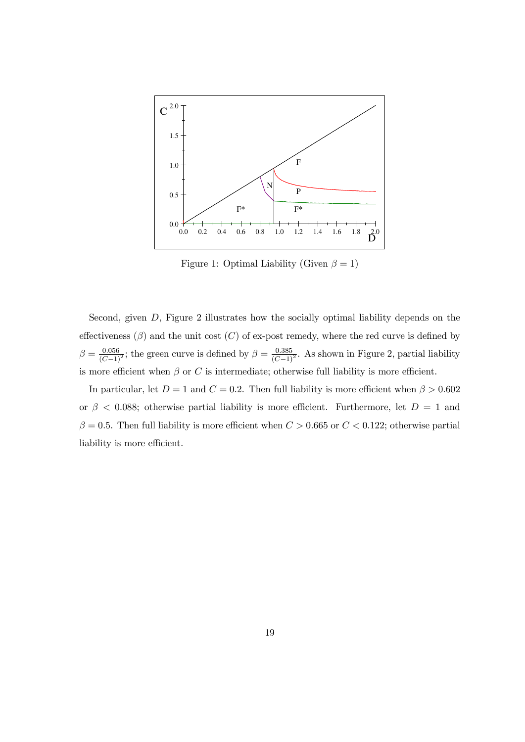C

2.0

1.5

1.0

0.5

0.0

0.0 0.2 0.4 0.6 0.8 1.0 1.2 1.4 1.6 1.8 2.0

D

F

N

P

F*

F*

Figure 1: Optimal Liability (Given $\beta = 1$)

Second, given $D$, Figure 2 illustrates how the socially optimal liability depends on the effectiveness ($\beta$) and the unit cost ($C$) of ex-post remedy, where the red curve is defined by $\beta = \frac{0.056}{(C-1)^2}$; the green curve is defined by $\beta = \frac{0.385}{(C-1)^2}$. As shown in Figure 2, partial liability is more efficient when $\beta$ or $C$ is intermediate; otherwise full liability is more efficient.

In particular, let $D = 1$ and $C = 0.2$. Then full liability is more efficient when $\beta > 0.602$ or $\beta < 0.088$; otherwise partial liability is more efficient. Furthermore, let $D = 1$ and $\beta = 0.5$. Then full liability is more efficient when $C > 0.665$ or $C < 0.122$; otherwise partial liability is more efficient.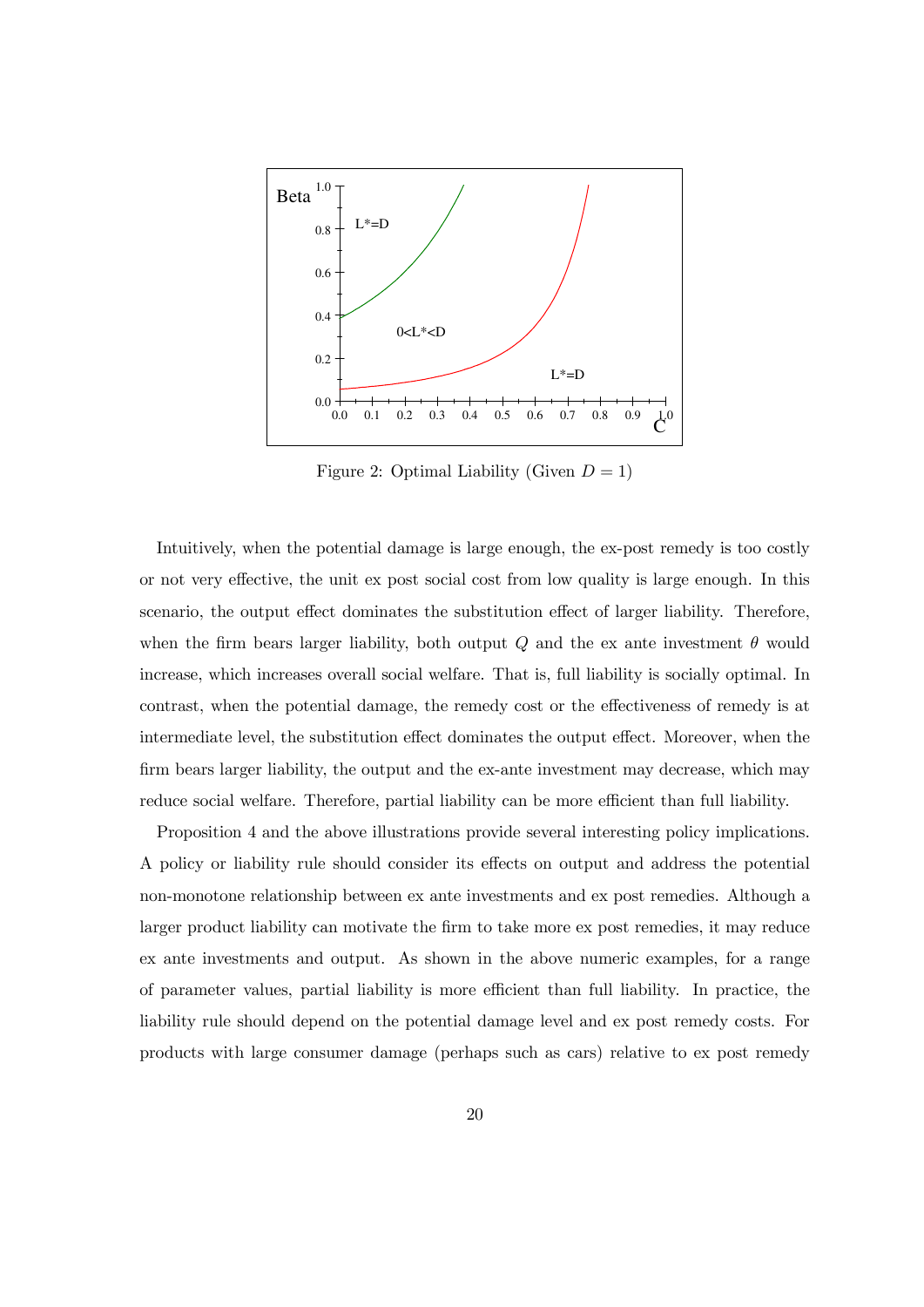Beta

L*=D

0<L*<D

L*=D

C

0.0 0.1 0.2 0.3 0.4 0.5 0.6 0.7 0.8 0.9 1.0

0.0 0.2 0.4 0.6 0.8 1.0

Figure 2: Optimal Liability (Given $D = 1$)

Intuitively, when the potential damage is large enough, the ex-post remedy is too costly or not very effective, the unit ex post social cost from low quality is large enough. In this scenario, the output effect dominates the substitution effect of larger liability. Therefore, when the firm bears larger liability, both output $Q$ and the ex ante investment $\theta$ would increase, which increases overall social welfare. That is, full liability is socially optimal. In contrast, when the potential damage, the remedy cost or the effectiveness of remedy is at intermediate level, the substitution effect dominates the output effect. Moreover, when the firm bears larger liability, the output and the ex-ante investment may decrease, which may reduce social welfare. Therefore, partial liability can be more efficient than full liability.

Proposition 4 and the above illustrations provide several interesting policy implications. A policy or liability rule should consider its effects on output and address the potential non-monotone relationship between ex ante investments and ex post remedies. Although a larger product liability can motivate the firm to take more ex post remedies, it may reduce ex ante investments and output. As shown in the above numeric examples, for a range of parameter values, partial liability is more efficient than full liability. In practice, the liability rule should depend on the potential damage level and ex post remedy costs. For products with large consumer damage (perhaps such as cars) relative to ex post remedy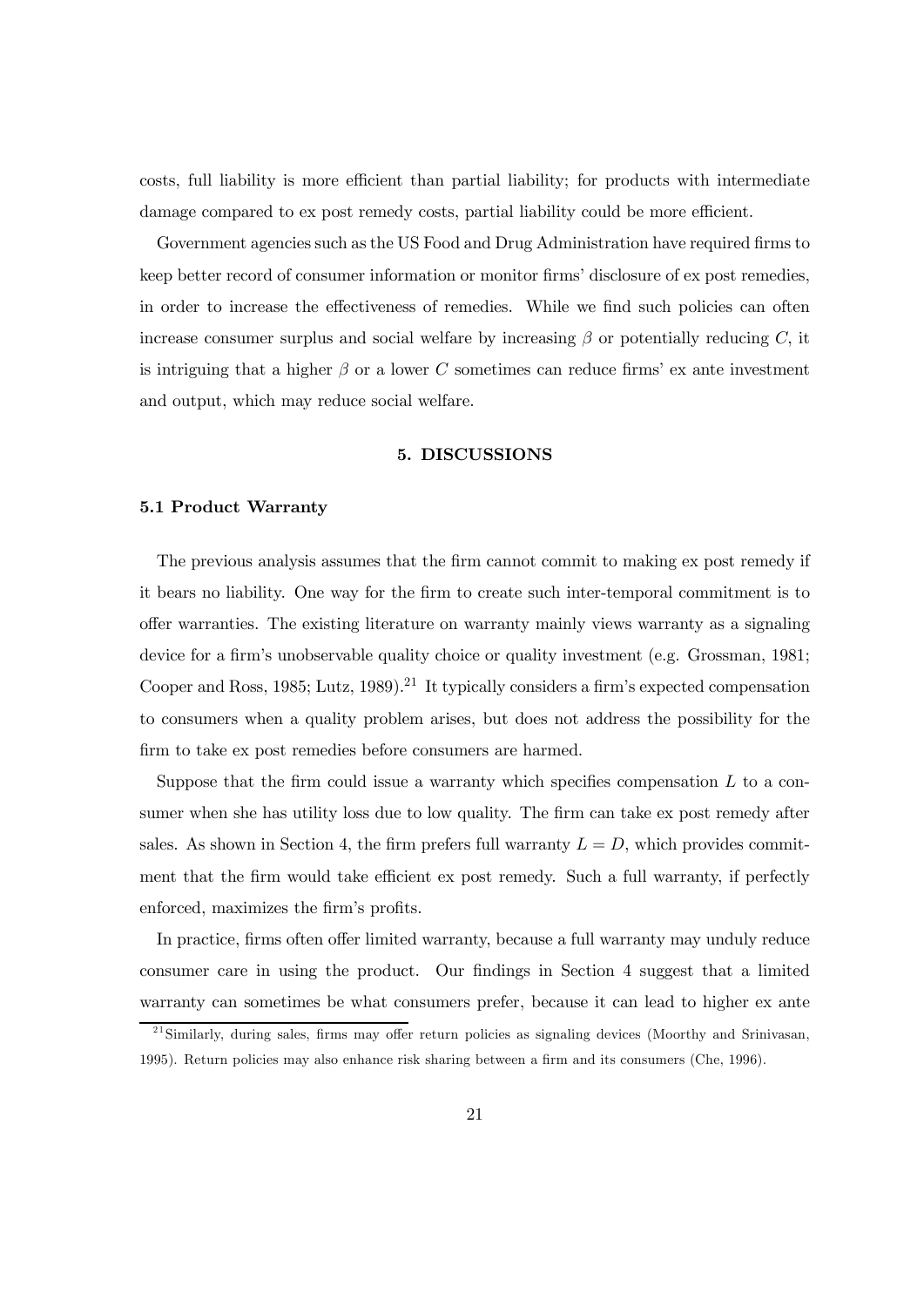costs, full liability is more efficient than partial liability; for products with intermediate damage compared to ex post remedy costs, partial liability could be more efficient.

Government agencies such as the US Food and Drug Administration have required firms to keep better record of consumer information or monitor firms' disclosure of ex post remedies, in order to increase the effectiveness of remedies. While we find such policies can often increase consumer surplus and social welfare by increasing $\beta$ or potentially reducing $C$, it is intriguing that a higher $\beta$ or a lower $C$ sometimes can reduce firms' ex ante investment and output, which may reduce social welfare.

## 5. DISCUSSIONS

### 5.1 Product Warranty

The previous analysis assumes that the firm cannot commit to making ex post remedy if it bears no liability. One way for the firm to create such inter-temporal commitment is to offer warranties. The existing literature on warranty mainly views warranty as a signaling device for a firm's unobservable quality choice or quality investment (e.g. Grossman, 1981; Cooper and Ross, 1985; Lutz, 1989).[21] It typically considers a firm's expected compensation to consumers when a quality problem arises, but does not address the possibility for the firm to take ex post remedies before consumers are harmed.

Suppose that the firm could issue a warranty which specifies compensation $L$ to a consumer when she has utility loss due to low quality. The firm can take ex post remedy after sales. As shown in Section 4, the firm prefers full warranty $L = D$, which provides commitment that the firm would take efficient ex post remedy. Such a full warranty, if perfectly enforced, maximizes the firm's profits.

In practice, firms often offer limited warranty, because a full warranty may unduly reduce consumer care in using the product. Our findings in Section 4 suggest that a limited warranty can sometimes be what consumers prefer, because it can lead to higher ex ante

[21] Similarly, during sales, firms may offer return policies as signaling devices (Moorthy and Srinivasan, 1995). Return policies may also enhance risk sharing between a firm and its consumers (Che, 1996).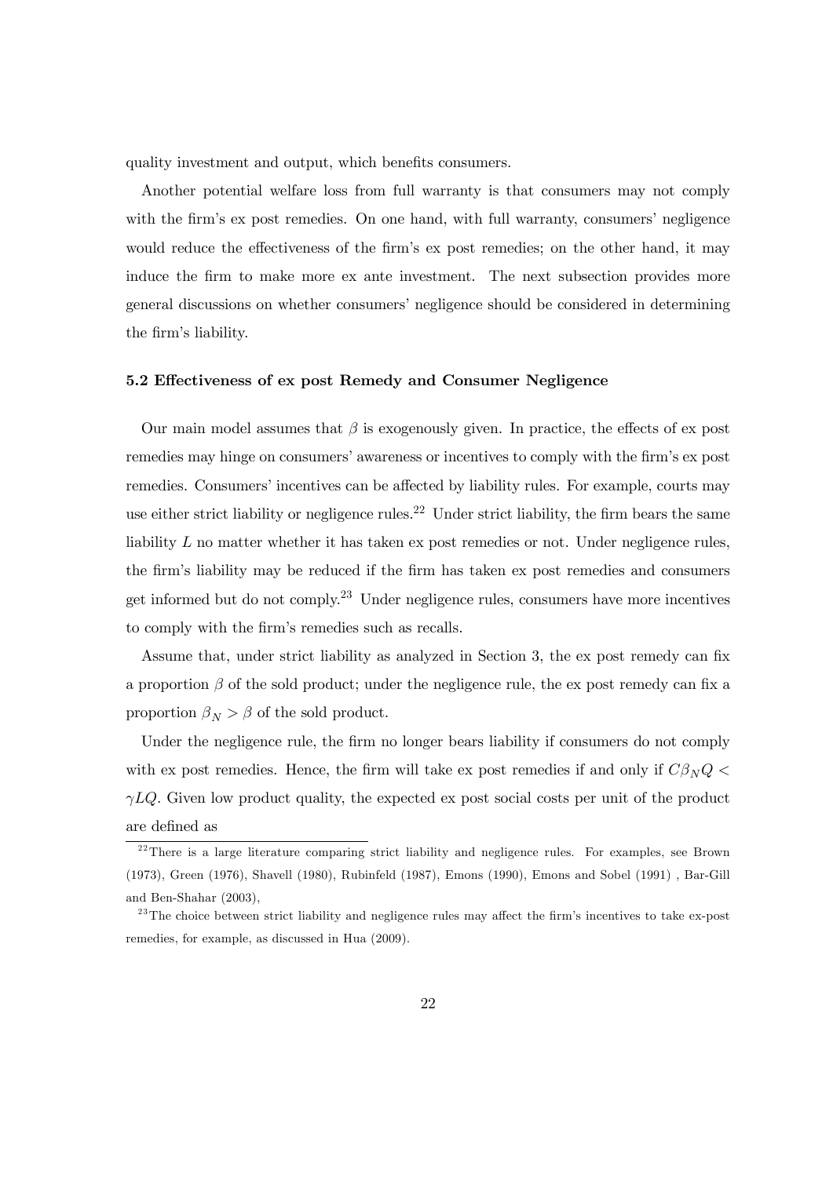quality investment and output, which benefits consumers.

Another potential welfare loss from full warranty is that consumers may not comply with the firm's ex post remedies. On one hand, with full warranty, consumers' negligence would reduce the effectiveness of the firm's ex post remedies; on the other hand, it may induce the firm to make more ex ante investment. The next subsection provides more general discussions on whether consumers' negligence should be considered in determining the firm's liability.

### 5.2 Effectiveness of ex post Remedy and Consumer Negligence

Our main model assumes that $\beta$ is exogenously given. In practice, the effects of ex post remedies may hinge on consumers' awareness or incentives to comply with the firm's ex post remedies. Consumers' incentives can be affected by liability rules. For example, courts may use either strict liability or negligence rules.[22] Under strict liability, the firm bears the same liability $L$ no matter whether it has taken ex post remedies or not. Under negligence rules, the firm's liability may be reduced if the firm has taken ex post remedies and consumers get informed but do not comply.[23] Under negligence rules, consumers have more incentives to comply with the firm's remedies such as recalls.

Assume that, under strict liability as analyzed in Section 3, the ex post remedy can fix a proportion $\beta$ of the sold product; under the negligence rule, the ex post remedy can fix a proportion $\beta_N > \beta$ of the sold product.

Under the negligence rule, the firm no longer bears liability if consumers do not comply with ex post remedies. Hence, the firm will take ex post remedies if and only if $C\beta_N Q < \gamma LQ$. Given low product quality, the expected ex post social costs per unit of the product are defined as

[22] There is a large literature comparing strict liability and negligence rules. For examples, see Brown (1973), Green (1976), Shavell (1980), Rubinfeld (1987), Emons (1990), Emons and Sobel (1991) , Bar-Gill and Ben-Shahar (2003),

[23] The choice between strict liability and negligence rules may affect the firm's incentives to take ex-post remedies, for example, as discussed in Hua (2009).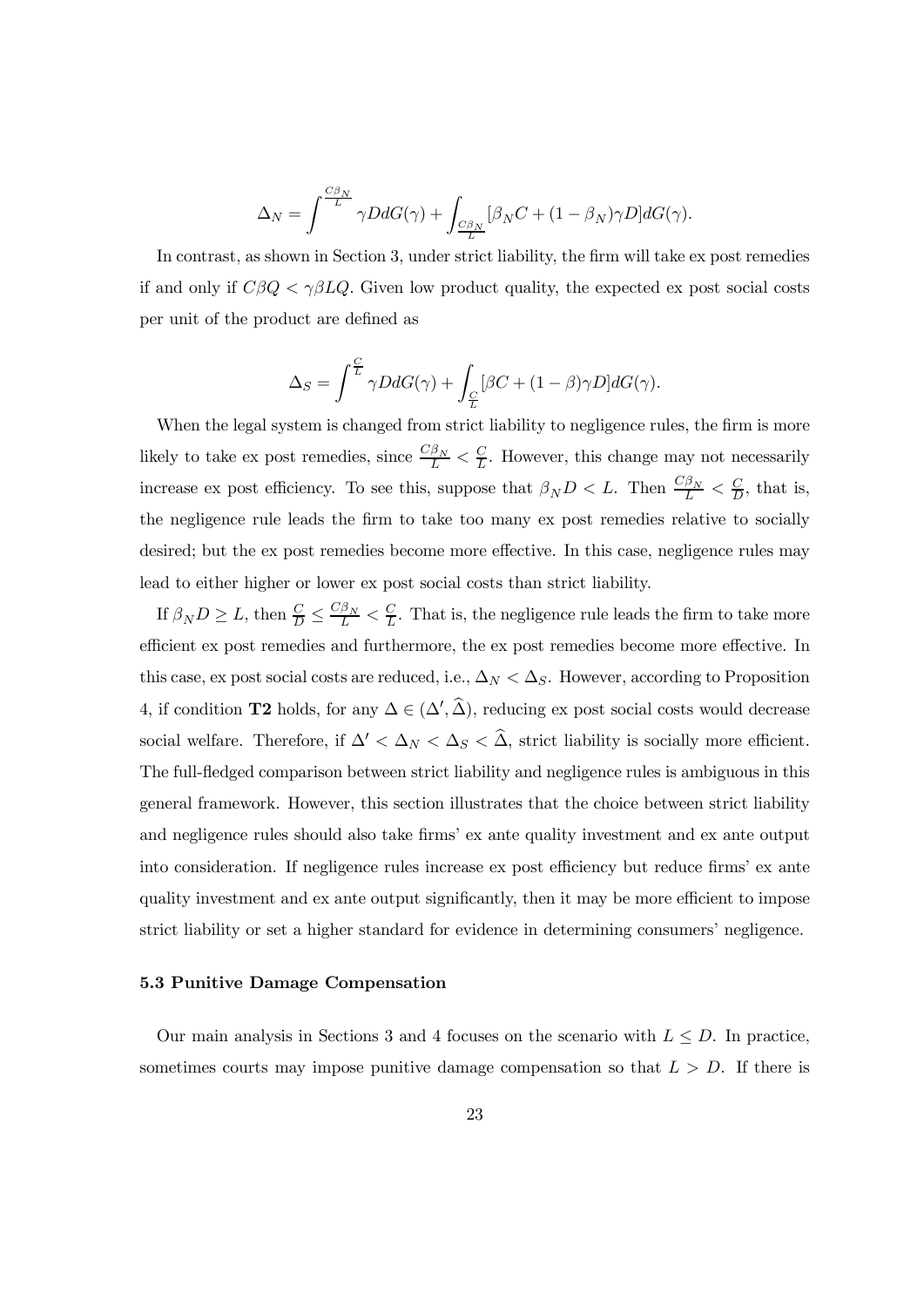$$\Delta_N = \int^{\frac{C\beta_N}{L}} \gamma D dG(\gamma) + \int_{\frac{C\beta_N}{L}} [\beta_N C + (1-\beta_N)\gamma D] dG(\gamma).$$

In contrast, as shown in Section 3, under strict liability, the firm will take ex post remedies if and only if $C\beta Q < \gamma\beta LQ$. Given low product quality, the expected ex post social costs per unit of the product are defined as

$$\Delta_S = \int^{\frac{C}{L}} \gamma D dG(\gamma) + \int_{\frac{C}{L}} [\beta C + (1-\beta)\gamma D] dG(\gamma).$$

When the legal system is changed from strict liability to negligence rules, the firm is more likely to take ex post remedies, since $\frac{C\beta_N}{L} < \frac{C}{L}$. However, this change may not necessarily increase ex post efficiency. To see this, suppose that $\beta_N D < L$. Then $\frac{C\beta_N}{L} < \frac{C}{D}$, that is, the negligence rule leads the firm to take too many ex post remedies relative to socially desired; but the ex post remedies become more effective. In this case, negligence rules may lead to either higher or lower ex post social costs than strict liability.

If $\beta_N D \geq L$, then $\frac{C}{D} \leq \frac{C\beta_N}{L} < \frac{C}{L}$. That is, the negligence rule leads the firm to take more efficient ex post remedies and furthermore, the ex post remedies become more effective. In this case, ex post social costs are reduced, i.e., $\Delta_N < \Delta_S$. However, according to Proposition 4, if condition **T2** holds, for any $\Delta \in (\Delta', \widehat{\Delta})$, reducing ex post social costs would decrease social welfare. Therefore, if $\Delta' < \Delta_N < \Delta_S < \widehat{\Delta}$, strict liability is socially more efficient. The full-fledged comparison between strict liability and negligence rules is ambiguous in this general framework. However, this section illustrates that the choice between strict liability and negligence rules should also take firms' ex ante quality investment and ex ante output into consideration. If negligence rules increase ex post efficiency but reduce firms' ex ante quality investment and ex ante output significantly, then it may be more efficient to impose strict liability or set a higher standard for evidence in determining consumers' negligence.

### 5.3 Punitive Damage Compensation

Our main analysis in Sections 3 and 4 focuses on the scenario with $L \leq D$. In practice, sometimes courts may impose punitive damage compensation so that $L > D$. If there is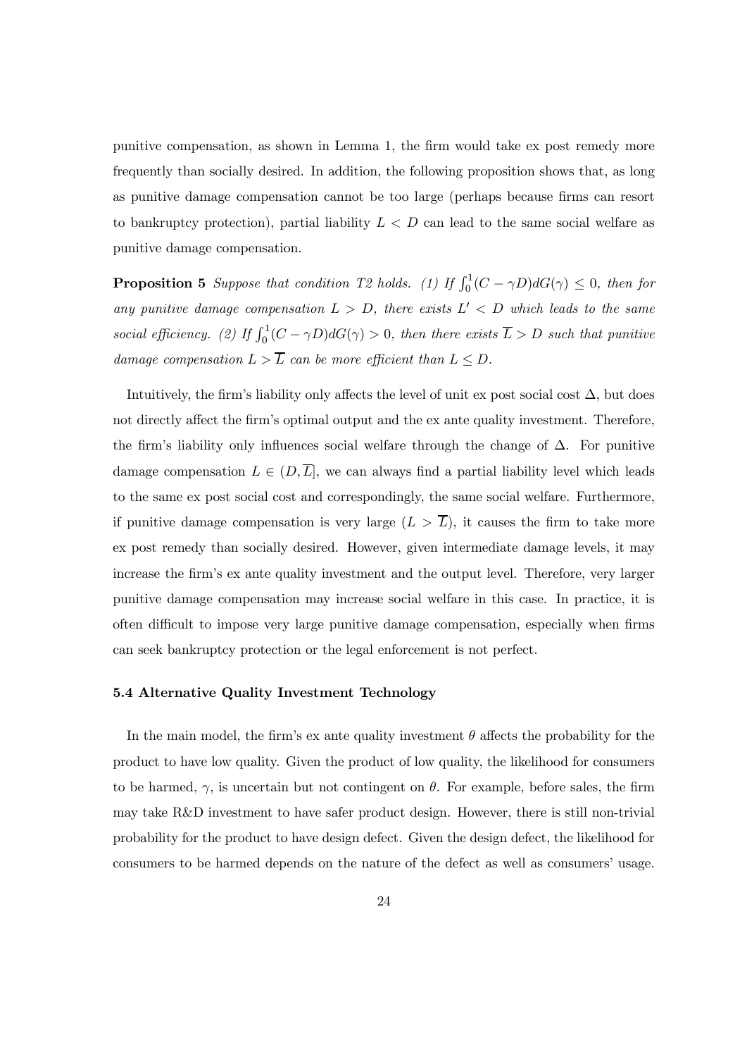punitive compensation, as shown in Lemma 1, the firm would take ex post remedy more frequently than socially desired. In addition, the following proposition shows that, as long as punitive damage compensation cannot be too large (perhaps because firms can resort to bankruptcy protection), partial liability $L < D$ can lead to the same social welfare as punitive damage compensation.

**Proposition 5** *Suppose that condition T2 holds. (1) If $\int_0^1 (C - \gamma D) dG(\gamma) \leq 0$, then for any punitive damage compensation $L > D$, there exists $L' < D$ which leads to the same social efficiency. (2) If $\int_0^1 (C - \gamma D) dG(\gamma) > 0$, then there exists $\overline{L} > D$ such that punitive damage compensation $L > \overline{L}$ can be more efficient than $L \leq D$.*

Intuitively, the firm's liability only affects the level of unit ex post social cost $\Delta$, but does not directly affect the firm's optimal output and the ex ante quality investment. Therefore, the firm's liability only influences social welfare through the change of $\Delta$. For punitive damage compensation $L \in (D, \overline{L}]$, we can always find a partial liability level which leads to the same ex post social cost and correspondingly, the same social welfare. Furthermore, if punitive damage compensation is very large ($L > \overline{L}$), it causes the firm to take more ex post remedy than socially desired. However, given intermediate damage levels, it may increase the firm's ex ante quality investment and the output level. Therefore, very larger punitive damage compensation may increase social welfare in this case. In practice, it is often difficult to impose very large punitive damage compensation, especially when firms can seek bankruptcy protection or the legal enforcement is not perfect.

### 5.4 Alternative Quality Investment Technology

In the main model, the firm's ex ante quality investment $\theta$ affects the probability for the product to have low quality. Given the product of low quality, the likelihood for consumers to be harmed, $\gamma$, is uncertain but not contingent on $\theta$. For example, before sales, the firm may take R&D investment to have safer product design. However, there is still non-trivial probability for the product to have design defect. Given the design defect, the likelihood for consumers to be harmed depends on the nature of the defect as well as consumers' usage.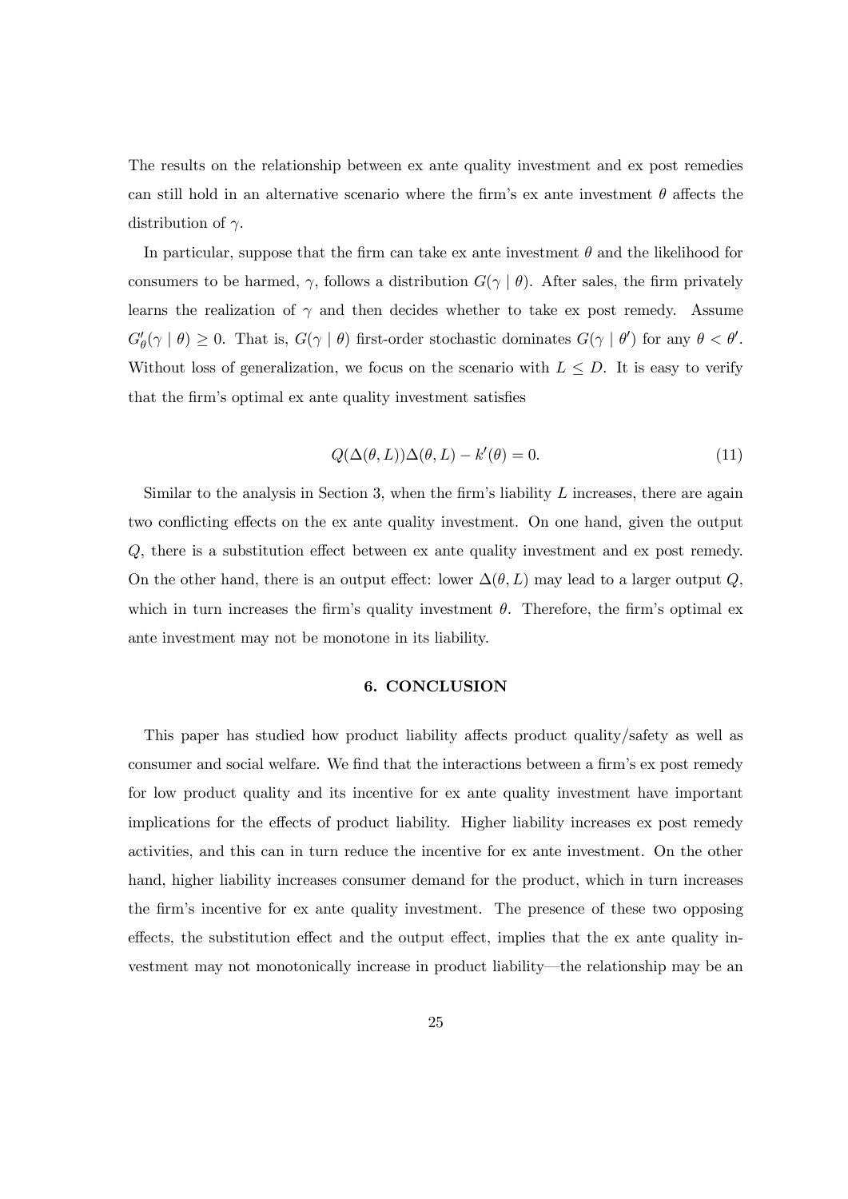The results on the relationship between ex ante quality investment and ex post remedies can still hold in an alternative scenario where the firm's ex ante investment $\theta$ affects the distribution of $\gamma$.

In particular, suppose that the firm can take ex ante investment $\theta$ and the likelihood for consumers to be harmed, $\gamma$, follows a distribution $G(\gamma \mid \theta)$. After sales, the firm privately learns the realization of $\gamma$ and then decides whether to take ex post remedy. Assume $G'_\theta(\gamma \mid \theta) \geq 0$. That is, $G(\gamma \mid \theta)$ first-order stochastic dominates $G(\gamma \mid \theta')$ for any $\theta < \theta'$. Without loss of generalization, we focus on the scenario with $L \leq D$. It is easy to verify that the firm's optimal ex ante quality investment satisfies

$$Q(\Delta(\theta, L))\Delta(\theta, L) - k'(\theta) = 0. \tag{11}$$

Similar to the analysis in Section 3, when the firm's liability $L$ increases, there are again two conflicting effects on the ex ante quality investment. On one hand, given the output $Q$, there is a substitution effect between ex ante quality investment and ex post remedy. On the other hand, there is an output effect: lower $\Delta(\theta, L)$ may lead to a larger output $Q$, which in turn increases the firm's quality investment $\theta$. Therefore, the firm's optimal ex ante investment may not be monotone in its liability.

## 6. CONCLUSION

This paper has studied how product liability affects product quality/safety as well as consumer and social welfare. We find that the interactions between a firm's ex post remedy for low product quality and its incentive for ex ante quality investment have important implications for the effects of product liability. Higher liability increases ex post remedy activities, and this can in turn reduce the incentive for ex ante investment. On the other hand, higher liability increases consumer demand for the product, which in turn increases the firm's incentive for ex ante quality investment. The presence of these two opposing effects, the substitution effect and the output effect, implies that the ex ante quality investment may not monotonically increase in product liability—the relationship may be an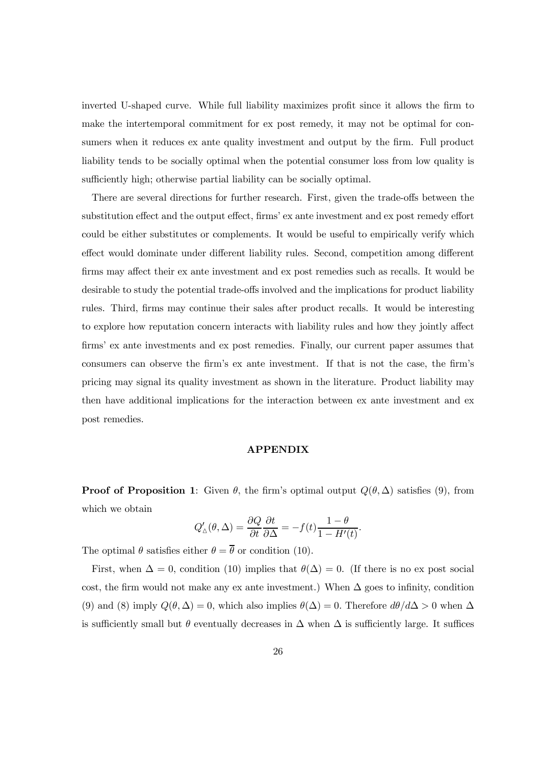inverted U-shaped curve. While full liability maximizes profit since it allows the firm to make the intertemporal commitment for ex post remedy, it may not be optimal for consumers when it reduces ex ante quality investment and output by the firm. Full product liability tends to be socially optimal when the potential consumer loss from low quality is sufficiently high; otherwise partial liability can be socially optimal.

There are several directions for further research. First, given the trade-offs between the substitution effect and the output effect, firms' ex ante investment and ex post remedy effort could be either substitutes or complements. It would be useful to empirically verify which effect would dominate under different liability rules. Second, competition among different firms may affect their ex ante investment and ex post remedies such as recalls. It would be desirable to study the potential trade-offs involved and the implications for product liability rules. Third, firms may continue their sales after product recalls. It would be interesting to explore how reputation concern interacts with liability rules and how they jointly affect firms' ex ante investments and ex post remedies. Finally, our current paper assumes that consumers can observe the firm's ex ante investment. If that is not the case, the firm's pricing may signal its quality investment as shown in the literature. Product liability may then have additional implications for the interaction between ex ante investment and ex post remedies.

## APPENDIX

**Proof of Proposition 1**: Given $\theta$, the firm's optimal output $Q(\theta, \Delta)$ satisfies (9), from which we obtain

$$Q'_{\Delta}(\theta, \Delta) = \frac{\partial Q}{\partial t}\frac{\partial t}{\partial \Delta} = -f(t)\frac{1-\theta}{1-H'(t)}.$$

The optimal $\theta$ satisfies either $\theta = \overline{\theta}$ or condition (10).

First, when $\Delta = 0$, condition (10) implies that $\theta(\Delta) = 0$. (If there is no ex post social cost, the firm would not make any ex ante investment.) When $\Delta$ goes to infinity, condition (9) and (8) imply $Q(\theta, \Delta) = 0$, which also implies $\theta(\Delta) = 0$. Therefore $d\theta/d\Delta > 0$ when $\Delta$ is sufficiently small but $\theta$ eventually decreases in $\Delta$ when $\Delta$ is sufficiently large. It suffices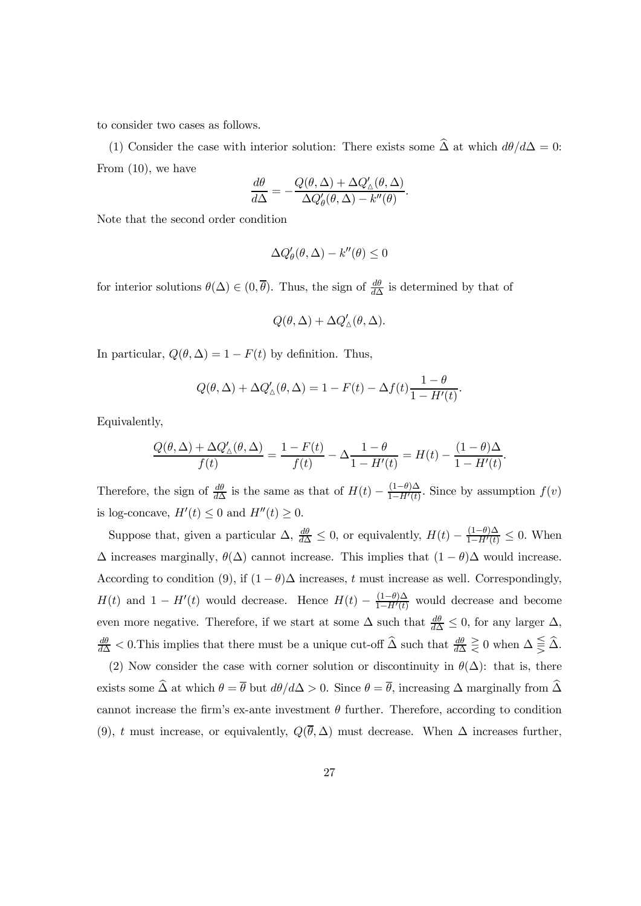to consider two cases as follows.

(1) Consider the case with interior solution: There exists some $\widehat{\Delta}$ at which $d\theta/d\Delta = 0$: From (10), we have

$$\frac{d\theta}{d\Delta} = -\frac{Q(\theta, \Delta) + \Delta Q'_{\vartriangle}(\theta, \Delta)}{\Delta Q'_{\theta}(\theta, \Delta) - k''(\theta)}.$$

Note that the second order condition

$$\Delta Q'_{\theta}(\theta, \Delta) - k''(\theta) \leq 0$$

for interior solutions $\theta(\Delta) \in (0, \overline{\theta})$. Thus, the sign of $\frac{d\theta}{d\Delta}$ is determined by that of

$$Q(\theta, \Delta) + \Delta Q'_{\vartriangle}(\theta, \Delta).$$

In particular, $Q(\theta, \Delta) = 1 - F(t)$ by definition. Thus,

$$Q(\theta, \Delta) + \Delta Q'_{\vartriangle}(\theta, \Delta) = 1 - F(t) - \Delta f(t)\frac{1-\theta}{1 - H'(t)}.$$

Equivalently,

$$\frac{Q(\theta, \Delta) + \Delta Q'_{\vartriangle}(\theta, \Delta)}{f(t)} = \frac{1 - F(t)}{f(t)} - \Delta\frac{1-\theta}{1 - H'(t)} = H(t) - \frac{(1-\theta)\Delta}{1 - H'(t)}.$$

Therefore, the sign of $\frac{d\theta}{d\Delta}$ is the same as that of $H(t) - \frac{(1-\theta)\Delta}{1-H'(t)}$. Since by assumption $f(v)$ is log-concave, $H'(t) \leq 0$ and $H''(t) \geq 0$.

Suppose that, given a particular $\Delta$, $\frac{d\theta}{d\Delta} \leq 0$, or equivalently, $H(t) - \frac{(1-\theta)\Delta}{1-H'(t)} \leq 0$. When $\Delta$ increases marginally, $\theta(\Delta)$ cannot increase. This implies that $(1-\theta)\Delta$ would increase. According to condition (9), if $(1-\theta)\Delta$ increases, $t$ must increase as well. Correspondingly, $H(t)$ and $1 - H'(t)$ would decrease. Hence $H(t) - \frac{(1-\theta)\Delta}{1-H'(t)}$ would decrease and become even more negative. Therefore, if we start at some $\Delta$ such that $\frac{d\theta}{d\Delta} \leq 0$, for any larger $\Delta$, $\frac{d\theta}{d\Delta} < 0$.This implies that there must be a unique cut-off $\widehat{\Delta}$ such that $\frac{d\theta}{d\Delta} \gtreqless 0$ when $\Delta \lesseqgtr \widehat{\Delta}$.

(2) Now consider the case with corner solution or discontinuity in $\theta(\Delta)$: that is, there exists some $\widehat{\Delta}$ at which $\theta = \overline{\theta}$ but $d\theta/d\Delta > 0$. Since $\theta = \overline{\theta}$, increasing $\Delta$ marginally from $\widehat{\Delta}$ cannot increase the firm's ex-ante investment $\theta$ further. Therefore, according to condition (9), $t$ must increase, or equivalently, $Q(\overline{\theta}, \Delta)$ must decrease. When $\Delta$ increases further,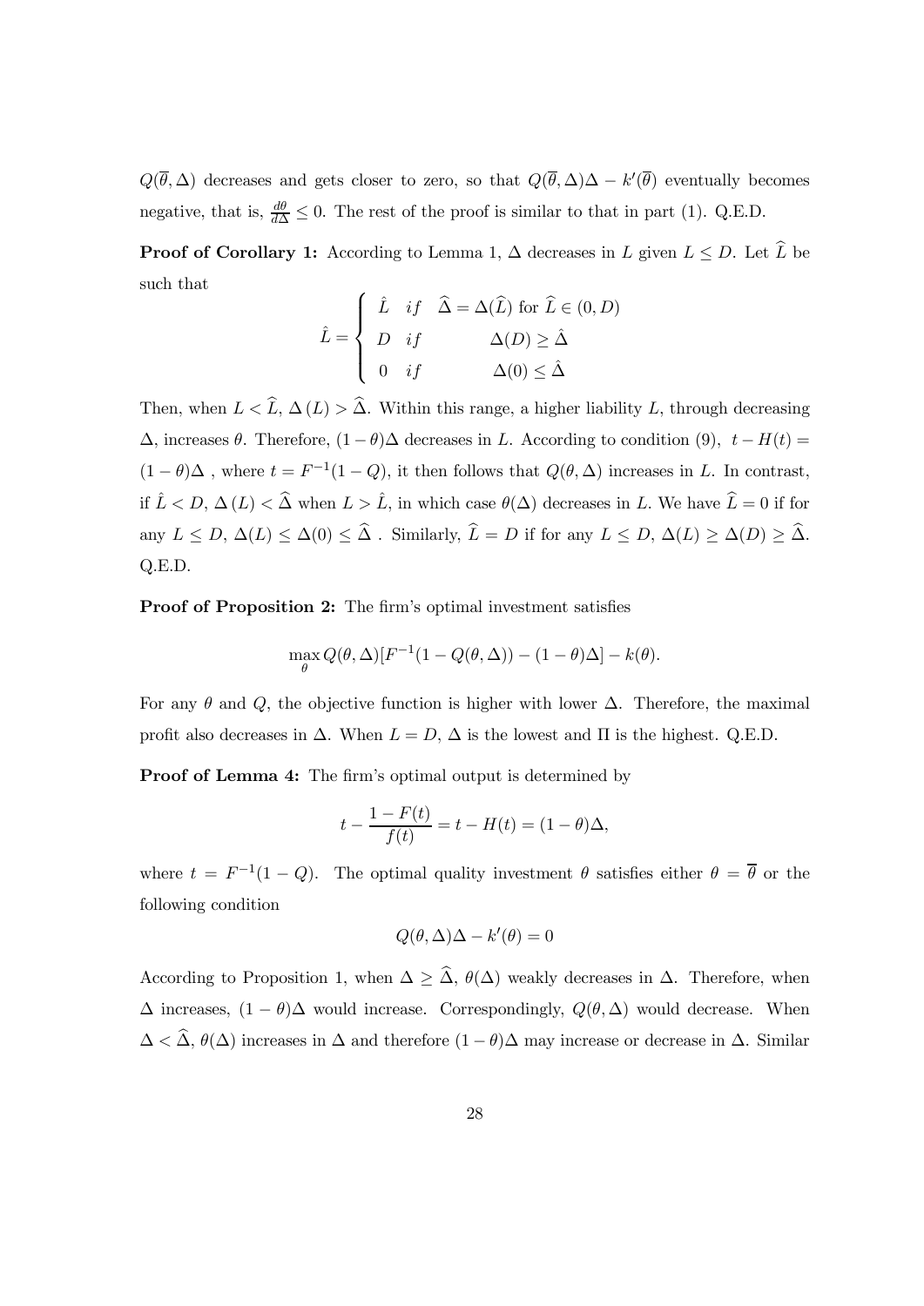$Q(\overline{\theta}, \Delta)$ decreases and gets closer to zero, so that $Q(\overline{\theta}, \Delta)\Delta - k'(\overline{\theta})$ eventually becomes negative, that is, $\frac{d\theta}{d\Delta} \leq 0$. The rest of the proof is similar to that in part (1). Q.E.D.

**Proof of Corollary 1:** According to Lemma 1, $\Delta$ decreases in $L$ given $L \leq D$. Let $\widehat{L}$ be such that

$$\hat{L} = \begin{cases} \hat{L} & if \quad \widehat{\Delta} = \Delta(\widehat{L}) \text{ for } \widehat{L} \in (0, D) \\ D & if \quad \quad \Delta(D) \geq \hat{\Delta} \\ 0 & if \quad \quad \Delta(0) \leq \hat{\Delta} \end{cases}$$

Then, when $L < \widehat{L}$, $\Delta(L) > \widehat{\Delta}$. Within this range, a higher liability $L$, through decreasing $\Delta$, increases $\theta$. Therefore, $(1-\theta)\Delta$ decreases in $L$. According to condition (9), $t - H(t) = (1-\theta)\Delta$ , where $t = F^{-1}(1-Q)$, it then follows that $Q(\theta, \Delta)$ increases in $L$. In contrast, if $\hat{L} < D$, $\Delta(L) < \widehat{\Delta}$ when $L > \hat{L}$, in which case $\theta(\Delta)$ decreases in $L$. We have $\widehat{L} = 0$ if for any $L \leq D$, $\Delta(L) \leq \Delta(0) \leq \widehat{\Delta}$ . Similarly, $\widehat{L} = D$ if for any $L \leq D$, $\Delta(L) \geq \Delta(D) \geq \widehat{\Delta}$. Q.E.D.

**Proof of Proposition 2:** The firm's optimal investment satisfies

$$\max_{\theta} Q(\theta, \Delta)[F^{-1}(1 - Q(\theta, \Delta)) - (1-\theta)\Delta] - k(\theta).$$

For any $\theta$ and $Q$, the objective function is higher with lower $\Delta$. Therefore, the maximal profit also decreases in $\Delta$. When $L = D$, $\Delta$ is the lowest and $\Pi$ is the highest. Q.E.D.

**Proof of Lemma 4:** The firm's optimal output is determined by

$$t - \frac{1 - F(t)}{f(t)} = t - H(t) = (1-\theta)\Delta,$$

where $t = F^{-1}(1-Q)$. The optimal quality investment $\theta$ satisfies either $\theta = \overline{\theta}$ or the following condition

$$Q(\theta, \Delta)\Delta - k'(\theta) = 0$$

According to Proposition 1, when $\Delta \geq \widehat{\Delta}$, $\theta(\Delta)$ weakly decreases in $\Delta$. Therefore, when $\Delta$ increases, $(1-\theta)\Delta$ would increase. Correspondingly, $Q(\theta, \Delta)$ would decrease. When $\Delta < \widehat{\Delta}$, $\theta(\Delta)$ increases in $\Delta$ and therefore $(1-\theta)\Delta$ may increase or decrease in $\Delta$. Similar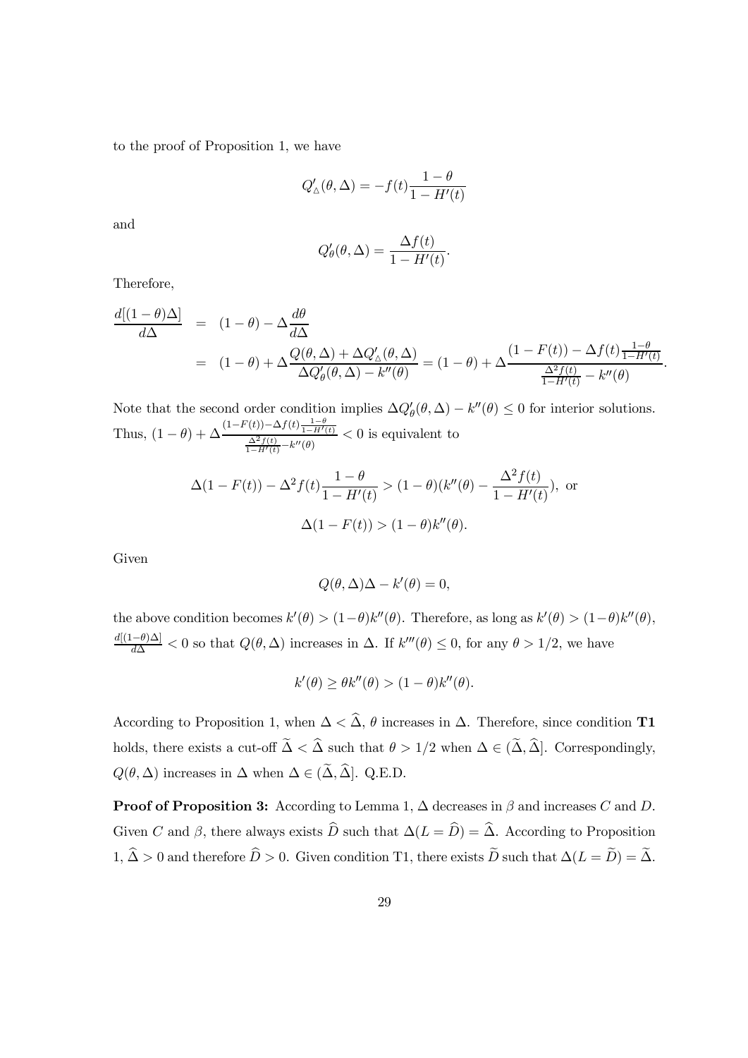to the proof of Proposition 1, we have

$$Q'_{\triangle}(\theta, \Delta) = -f(t)\frac{1-\theta}{1-H'(t)}$$

and

$$Q'_{\theta}(\theta, \Delta) = \frac{\Delta f(t)}{1-H'(t)}.$$

Therefore,

$$\begin{aligned}
\frac{d[(1-\theta)\Delta]}{d\Delta} &= (1-\theta) - \Delta\frac{d\theta}{d\Delta} \\
&= (1-\theta) + \Delta\frac{Q(\theta,\Delta) + \Delta Q'_{\triangle}(\theta,\Delta)}{\Delta Q'_{\theta}(\theta,\Delta) - k''(\theta)} = (1-\theta) + \Delta\frac{(1-F(t)) - \Delta f(t)\frac{1-\theta}{1-H'(t)}}{\frac{\Delta^2 f(t)}{1-H'(t)} - k''(\theta)}.
\end{aligned}$$

Note that the second order condition implies $\Delta Q'_{\theta}(\theta, \Delta) - k''(\theta) \leq 0$ for interior solutions. Thus, $(1-\theta) + \Delta\frac{(1-F(t)) - \Delta f(t)\frac{1-\theta}{1-H'(t)}}{\frac{\Delta^2 f(t)}{1-H'(t)} - k''(\theta)} < 0$ is equivalent to

$$\Delta(1-F(t)) - \Delta^2 f(t)\frac{1-\theta}{1-H'(t)} > (1-\theta)(k''(\theta) - \frac{\Delta^2 f(t)}{1-H'(t)}), \text{ or}$$

$$\Delta(1-F(t)) > (1-\theta)k''(\theta).$$

Given

$$Q(\theta, \Delta)\Delta - k'(\theta) = 0,$$

the above condition becomes $k'(\theta) > (1-\theta)k''(\theta)$. Therefore, as long as $k'(\theta) > (1-\theta)k''(\theta)$, $\frac{d[(1-\theta)\Delta]}{d\Delta} < 0$ so that $Q(\theta, \Delta)$ increases in $\Delta$. If $k'''(\theta) \leq 0$, for any $\theta > 1/2$, we have

$$k'(\theta) \geq \theta k''(\theta) > (1-\theta)k''(\theta).$$

According to Proposition 1, when $\Delta < \widehat{\Delta}$, $\theta$ increases in $\Delta$. Therefore, since condition **T1** holds, there exists a cut-off $\widetilde{\Delta} < \widehat{\Delta}$ such that $\theta > 1/2$ when $\Delta \in (\widetilde{\Delta}, \widehat{\Delta}]$. Correspondingly, $Q(\theta, \Delta)$ increases in $\Delta$ when $\Delta \in (\widetilde{\Delta}, \widehat{\Delta}]$. Q.E.D.

**Proof of Proposition 3:** According to Lemma 1, $\Delta$ decreases in $\beta$ and increases $C$ and $D$. Given $C$ and $\beta$, there always exists $\widehat{D}$ such that $\Delta(L = \widehat{D}) = \widehat{\Delta}$. According to Proposition 1, $\widehat{\Delta} > 0$ and therefore $\widehat{D} > 0$. Given condition T1, there exists $\widetilde{D}$ such that $\Delta(L = \widetilde{D}) = \widetilde{\Delta}$.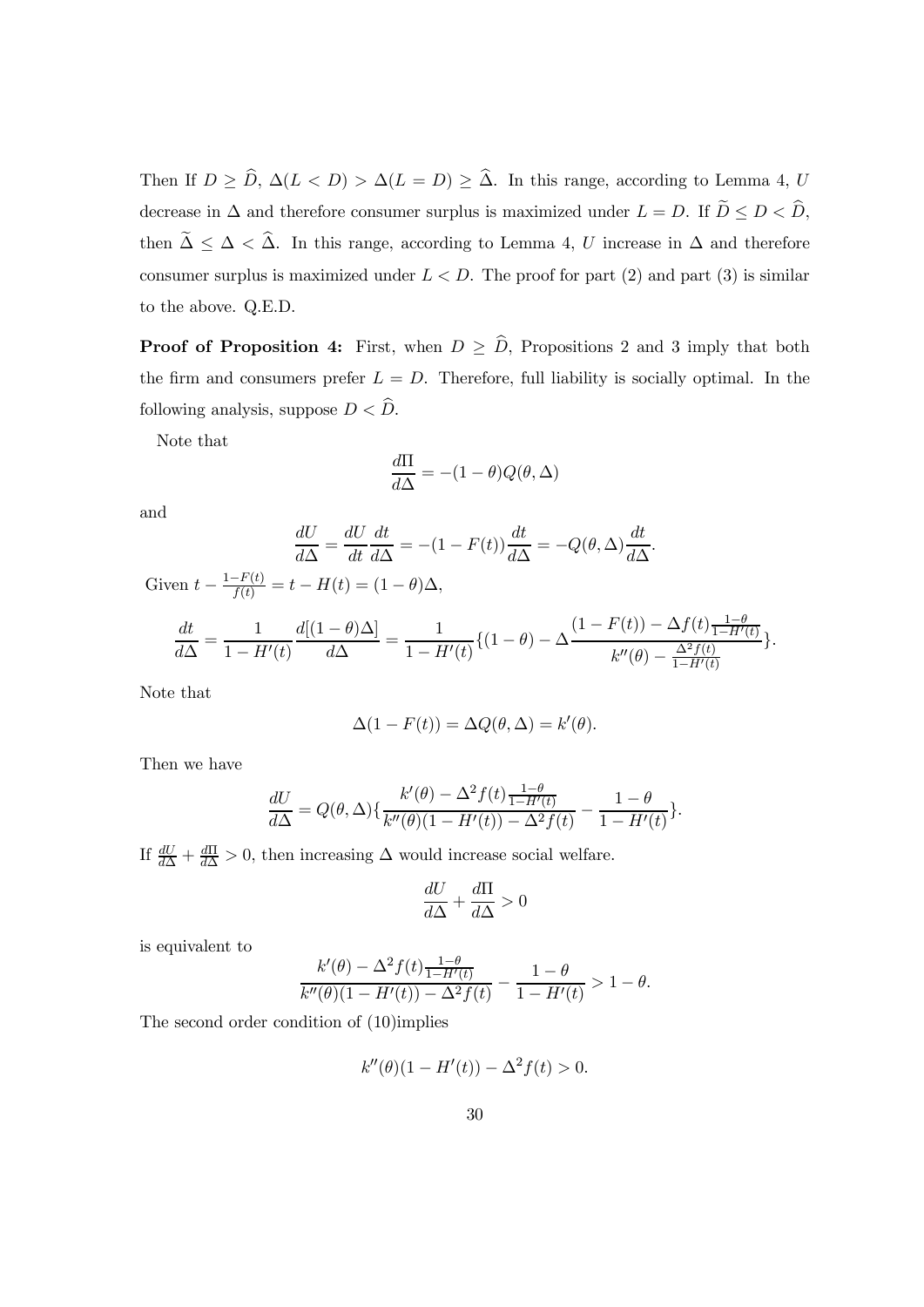Then If $D \geq \widehat{D}$, $\Delta(L < D) > \Delta(L = D) \geq \widehat{\Delta}$. In this range, according to Lemma 4, $U$ decrease in $\Delta$ and therefore consumer surplus is maximized under $L = D$. If $\widetilde{D} \leq D < \widehat{D}$, then $\widetilde{\Delta} \leq \Delta < \widehat{\Delta}$. In this range, according to Lemma 4, $U$ increase in $\Delta$ and therefore consumer surplus is maximized under $L < D$. The proof for part (2) and part (3) is similar to the above. Q.E.D.

**Proof of Proposition 4:** First, when $D \geq \widehat{D}$, Propositions 2 and 3 imply that both the firm and consumers prefer $L = D$. Therefore, full liability is socially optimal. In the following analysis, suppose $D < \widehat{D}$.

Note that

$$\frac{d\Pi}{d\Delta} = -(1-\theta)Q(\theta, \Delta)$$

and

$$\frac{dU}{d\Delta} = \frac{dU}{dt}\frac{dt}{d\Delta} = -(1-F(t))\frac{dt}{d\Delta} = -Q(\theta, \Delta)\frac{dt}{d\Delta}.$$

Given $t - \frac{1-F(t)}{f(t)} = t - H(t) = (1-\theta)\Delta$,

$$\frac{dt}{d\Delta} = \frac{1}{1-H'(t)}\frac{d[(1-\theta)\Delta]}{d\Delta} = \frac{1}{1-H'(t)}\{(1-\theta) - \Delta\frac{(1-F(t)) - \Delta f(t)\frac{1-\theta}{1-H'(t)}}{k''(\theta) - \frac{\Delta^2 f(t)}{1-H'(t)}}\}.$$

Note that

$$\Delta(1-F(t)) = \Delta Q(\theta, \Delta) = k'(\theta).$$

Then we have

$$\frac{dU}{d\Delta} = Q(\theta, \Delta)\{\frac{k'(\theta) - \Delta^2 f(t)\frac{1-\theta}{1-H'(t)}}{k''(\theta)(1-H'(t)) - \Delta^2 f(t)} - \frac{1-\theta}{1-H'(t)}\}.$$

If $\frac{dU}{d\Delta} + \frac{d\Pi}{d\Delta} > 0$, then increasing $\Delta$ would increase social welfare.

$$\frac{dU}{d\Delta} + \frac{d\Pi}{d\Delta} > 0$$

is equivalent to

$$\frac{k'(\theta) - \Delta^2 f(t)\frac{1-\theta}{1-H'(t)}}{k''(\theta)(1-H'(t)) - \Delta^2 f(t)} - \frac{1-\theta}{1-H'(t)} > 1-\theta.$$

The second order condition of (10)implies

$$k''(\theta)(1-H'(t)) - \Delta^2 f(t) > 0.$$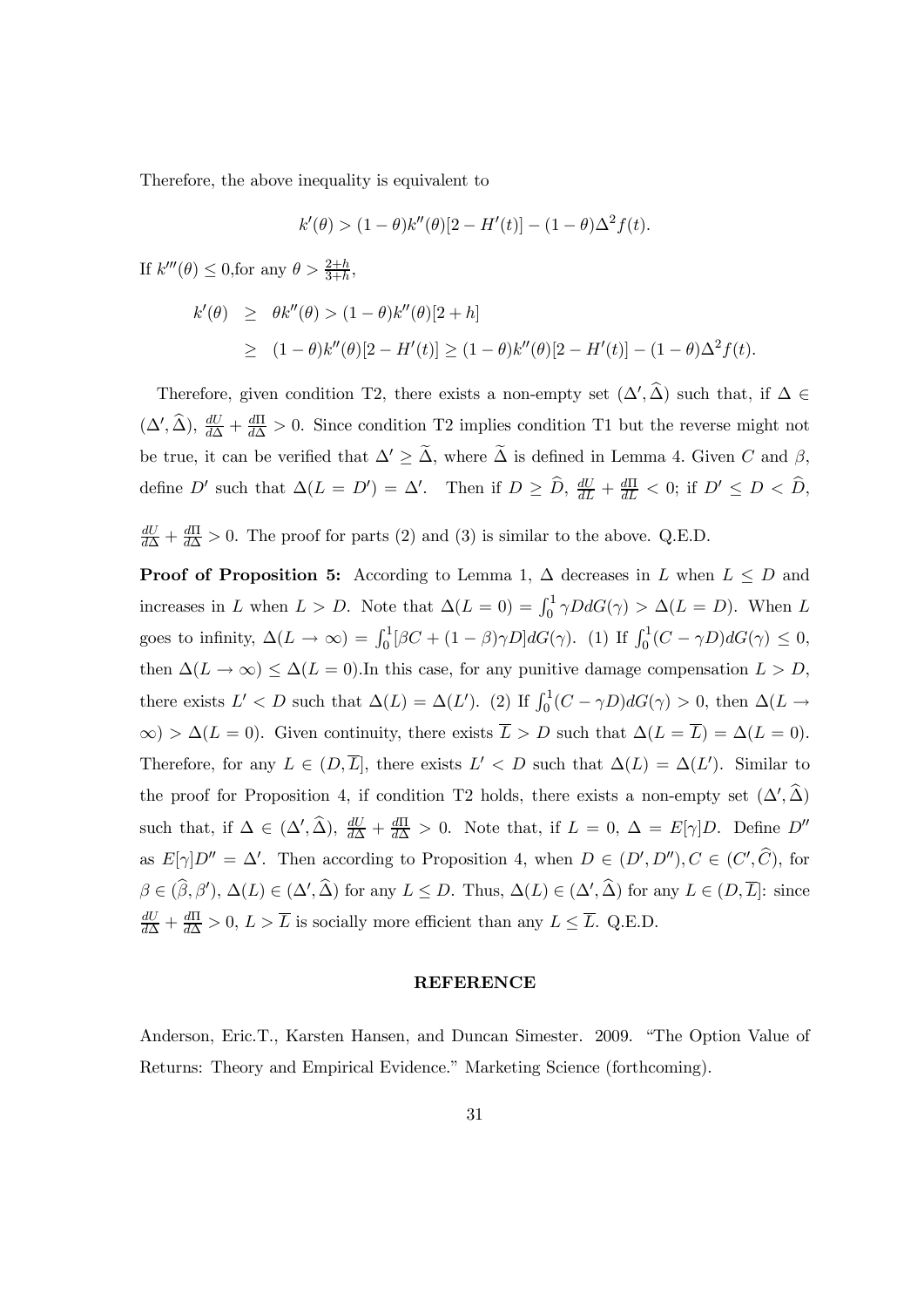Therefore, the above inequality is equivalent to

$$k'(\theta) > (1-\theta)k''(\theta)[2-H'(t)] - (1-\theta)\Delta^2 f(t).$$

If $k'''(\theta) \leq 0$,for any $\theta > \frac{2+h}{3+h}$,

$$\begin{aligned} k'(\theta) &\geq \theta k''(\theta) > (1-\theta)k''(\theta)[2+h] \\ &\geq (1-\theta)k''(\theta)[2-H'(t)] \geq (1-\theta)k''(\theta)[2-H'(t)] - (1-\theta)\Delta^2 f(t). \end{aligned}$$

Therefore, given condition T2, there exists a non-empty set $(\Delta', \widehat{\Delta})$ such that, if $\Delta \in (\Delta', \widehat{\Delta})$, $\frac{dU}{d\Delta} + \frac{d\Pi}{d\Delta} > 0$. Since condition T2 implies condition T1 but the reverse might not be true, it can be verified that $\Delta' \geq \widetilde{\Delta}$, where $\widetilde{\Delta}$ is defined in Lemma 4. Given $C$ and $\beta$, define $D'$ such that $\Delta(L = D') = \Delta'$. Then if $D \geq \widehat{D}$, $\frac{dU}{dL} + \frac{d\Pi}{dL} < 0$; if $D' \leq D < \widehat{D}$, $\frac{dU}{d\Delta} + \frac{d\Pi}{d\Delta} > 0$. The proof for parts (2) and (3) is similar to the above. Q.E.D.

**Proof of Proposition 5:** According to Lemma 1, $\Delta$ decreases in $L$ when $L \leq D$ and increases in $L$ when $L > D$. Note that $\Delta(L = 0) = \int_0^1 \gamma D dG(\gamma) > \Delta(L = D)$. When $L$ goes to infinity, $\Delta(L \to \infty) = \int_0^1 [\beta C + (1-\beta)\gamma D] dG(\gamma)$. (1) If $\int_0^1 (C - \gamma D) dG(\gamma) \leq 0$, then $\Delta(L \to \infty) \leq \Delta(L = 0)$.In this case, for any punitive damage compensation $L > D$, there exists $L' < D$ such that $\Delta(L) = \Delta(L')$. (2) If $\int_0^1 (C - \gamma D) dG(\gamma) > 0$, then $\Delta(L \to \infty) > \Delta(L = 0)$. Given continuity, there exists $\overline{L} > D$ such that $\Delta(L = \overline{L}) = \Delta(L = 0)$. Therefore, for any $L \in (D, \overline{L}]$, there exists $L' < D$ such that $\Delta(L) = \Delta(L')$. Similar to the proof for Proposition 4, if condition T2 holds, there exists a non-empty set $(\Delta', \widehat{\Delta})$ such that, if $\Delta \in (\Delta', \widehat{\Delta})$, $\frac{dU}{d\Delta} + \frac{d\Pi}{d\Delta} > 0$. Note that, if $L = 0$, $\Delta = E[\gamma]D$. Define $D''$ as $E[\gamma]D'' = \Delta'$. Then according to Proposition 4, when $D \in (D', D''), C \in (C', \widehat{C})$, for $\beta \in (\widehat{\beta}, \beta')$, $\Delta(L) \in (\Delta', \widehat{\Delta})$ for any $L \leq D$. Thus, $\Delta(L) \in (\Delta', \widehat{\Delta})$ for any $L \in (D, \overline{L}]$: since $\frac{dU}{d\Delta} + \frac{d\Pi}{d\Delta} > 0$, $L > \overline{L}$ is socially more efficient than any $L \leq \overline{L}$. Q.E.D.

## REFERENCE

Anderson, Eric.T., Karsten Hansen, and Duncan Simester. 2009. "The Option Value of Returns: Theory and Empirical Evidence." Marketing Science (forthcoming).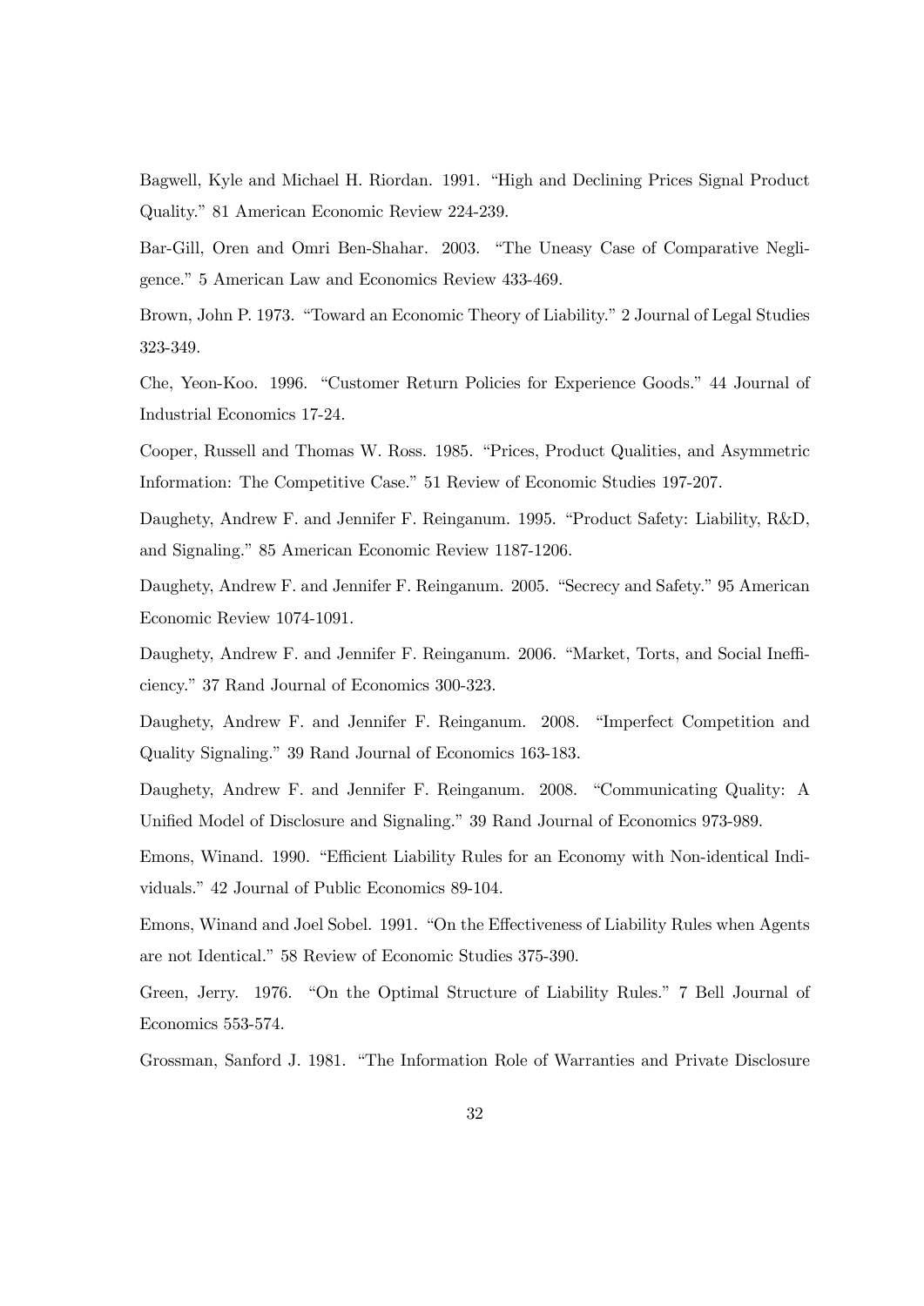Bagwell, Kyle and Michael H. Riordan. 1991. "High and Declining Prices Signal Product Quality." 81 American Economic Review 224-239.

Bar-Gill, Oren and Omri Ben-Shahar. 2003. "The Uneasy Case of Comparative Negligence." 5 American Law and Economics Review 433-469.

Brown, John P. 1973. "Toward an Economic Theory of Liability." 2 Journal of Legal Studies 323-349.

Che, Yeon-Koo. 1996. "Customer Return Policies for Experience Goods." 44 Journal of Industrial Economics 17-24.

Cooper, Russell and Thomas W. Ross. 1985. "Prices, Product Qualities, and Asymmetric Information: The Competitive Case." 51 Review of Economic Studies 197-207.

Daughety, Andrew F. and Jennifer F. Reinganum. 1995. "Product Safety: Liability, R&D, and Signaling." 85 American Economic Review 1187-1206.

Daughety, Andrew F. and Jennifer F. Reinganum. 2005. "Secrecy and Safety." 95 American Economic Review 1074-1091.

Daughety, Andrew F. and Jennifer F. Reinganum. 2006. "Market, Torts, and Social Inefficiency." 37 Rand Journal of Economics 300-323.

Daughety, Andrew F. and Jennifer F. Reinganum. 2008. "Imperfect Competition and Quality Signaling." 39 Rand Journal of Economics 163-183.

Daughety, Andrew F. and Jennifer F. Reinganum. 2008. "Communicating Quality: A Unified Model of Disclosure and Signaling." 39 Rand Journal of Economics 973-989.

Emons, Winand. 1990. "Efficient Liability Rules for an Economy with Non-identical Individuals." 42 Journal of Public Economics 89-104.

Emons, Winand and Joel Sobel. 1991. "On the Effectiveness of Liability Rules when Agents are not Identical." 58 Review of Economic Studies 375-390.

Green, Jerry. 1976. "On the Optimal Structure of Liability Rules." 7 Bell Journal of Economics 553-574.

Grossman, Sanford J. 1981. "The Information Role of Warranties and Private Disclosure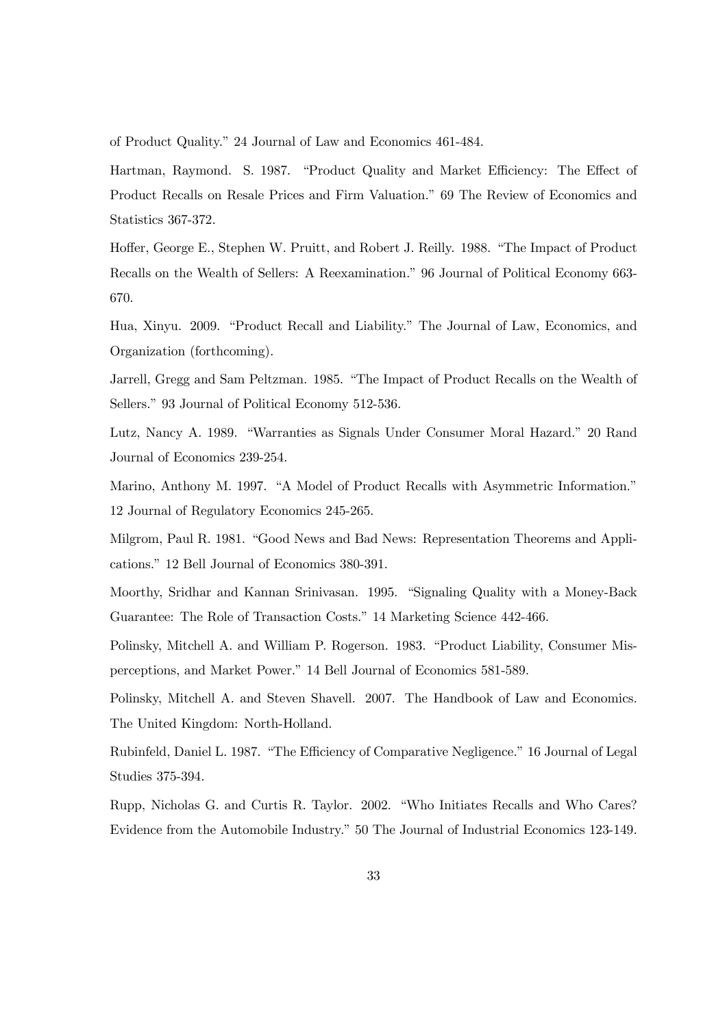of Product Quality." 24 Journal of Law and Economics 461-484.

Hartman, Raymond. S. 1987. "Product Quality and Market Efficiency: The Effect of Product Recalls on Resale Prices and Firm Valuation." 69 The Review of Economics and Statistics 367-372.

Hoffer, George E., Stephen W. Pruitt, and Robert J. Reilly. 1988. "The Impact of Product Recalls on the Wealth of Sellers: A Reexamination." 96 Journal of Political Economy 663-670.

Hua, Xinyu. 2009. "Product Recall and Liability." The Journal of Law, Economics, and Organization (forthcoming).

Jarrell, Gregg and Sam Peltzman. 1985. "The Impact of Product Recalls on the Wealth of Sellers." 93 Journal of Political Economy 512-536.

Lutz, Nancy A. 1989. "Warranties as Signals Under Consumer Moral Hazard." 20 Rand Journal of Economics 239-254.

Marino, Anthony M. 1997. "A Model of Product Recalls with Asymmetric Information." 12 Journal of Regulatory Economics 245-265.

Milgrom, Paul R. 1981. "Good News and Bad News: Representation Theorems and Applications." 12 Bell Journal of Economics 380-391.

Moorthy, Sridhar and Kannan Srinivasan. 1995. "Signaling Quality with a Money-Back Guarantee: The Role of Transaction Costs." 14 Marketing Science 442-466.

Polinsky, Mitchell A. and William P. Rogerson. 1983. "Product Liability, Consumer Misperceptions, and Market Power." 14 Bell Journal of Economics 581-589.

Polinsky, Mitchell A. and Steven Shavell. 2007. The Handbook of Law and Economics. The United Kingdom: North-Holland.

Rubinfeld, Daniel L. 1987. "The Efficiency of Comparative Negligence." 16 Journal of Legal Studies 375-394.

Rupp, Nicholas G. and Curtis R. Taylor. 2002. "Who Initiates Recalls and Who Cares? Evidence from the Automobile Industry." 50 The Journal of Industrial Economics 123-149.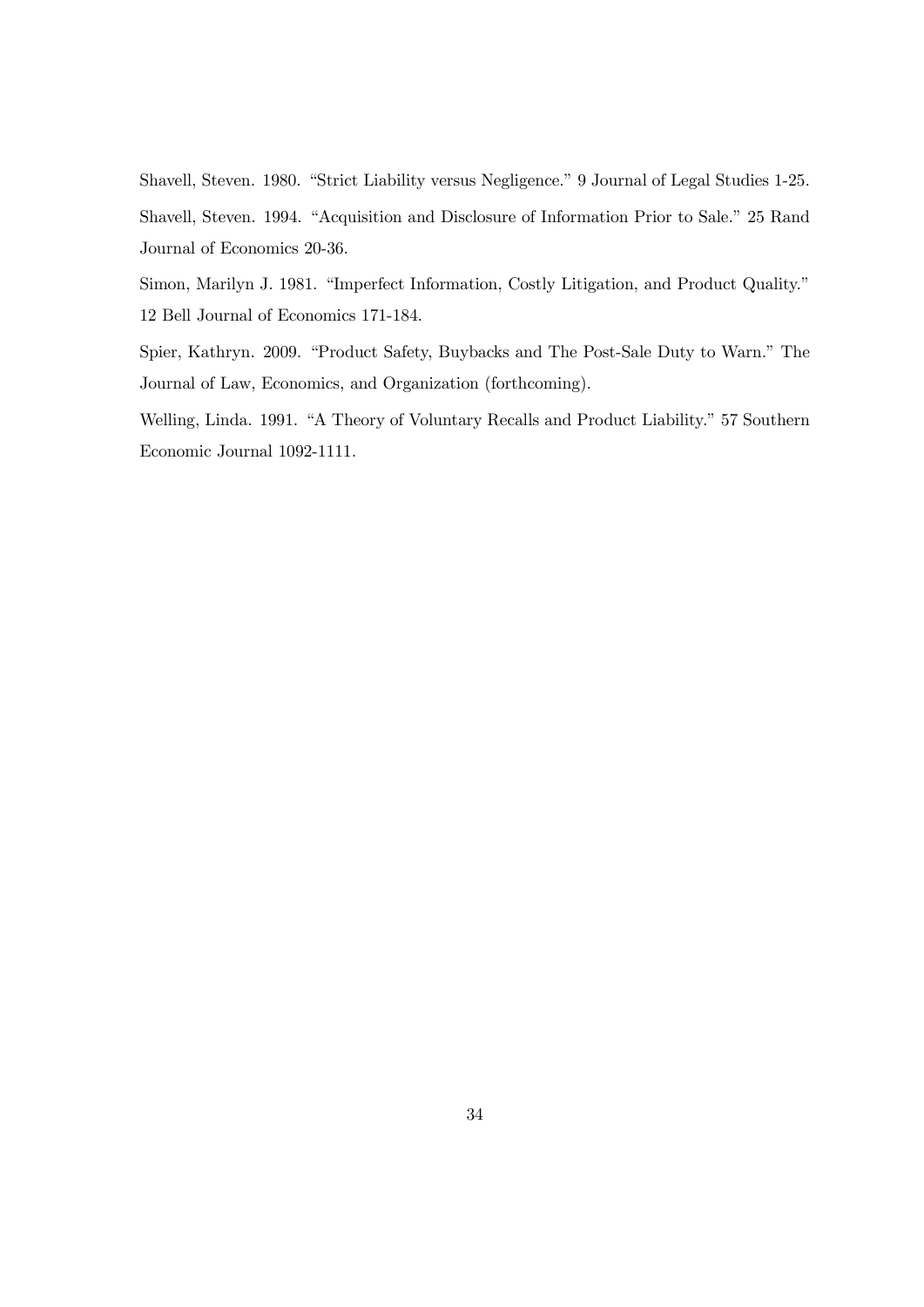Shavell, Steven. 1980. "Strict Liability versus Negligence." 9 Journal of Legal Studies 1-25.

Shavell, Steven. 1994. "Acquisition and Disclosure of Information Prior to Sale." 25 Rand Journal of Economics 20-36.

Simon, Marilyn J. 1981. "Imperfect Information, Costly Litigation, and Product Quality." 12 Bell Journal of Economics 171-184.

Spier, Kathryn. 2009. "Product Safety, Buybacks and The Post-Sale Duty to Warn." The Journal of Law, Economics, and Organization (forthcoming).

Welling, Linda. 1991. "A Theory of Voluntary Recalls and Product Liability." 57 Southern Economic Journal 1092-1111.